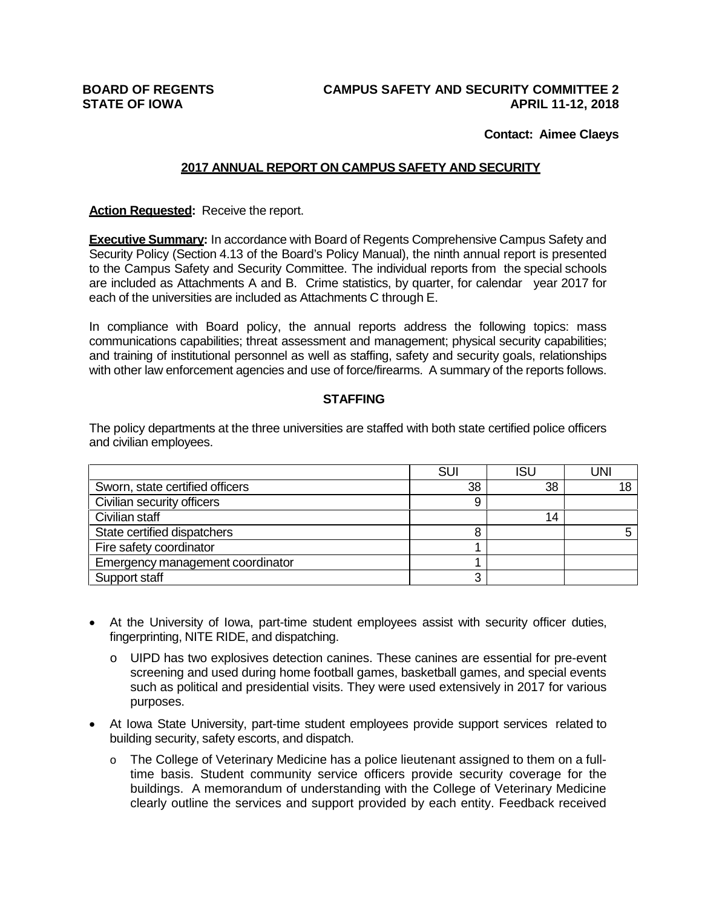**BOARD OF REGENTS**
**STATE OF IOWA**

**CAMPUS SAFETY AND SECURITY COMMITTEE 2**
**APRIL 11-12, 2018**

**Contact: Aimee Claeys**

## 2017 ANNUAL REPORT ON CAMPUS SAFETY AND SECURITY

**Action Requested:** Receive the report.

**Executive Summary:** In accordance with Board of Regents Comprehensive Campus Safety and Security Policy (Section 4.13 of the Board's Policy Manual), the ninth annual report is presented to the Campus Safety and Security Committee. The individual reports from the special schools are included as Attachments A and B. Crime statistics, by quarter, for calendar year 2017 for each of the universities are included as Attachments C through E.

In compliance with Board policy, the annual reports address the following topics: mass communications capabilities; threat assessment and management; physical security capabilities; and training of institutional personnel as well as staffing, safety and security goals, relationships with other law enforcement agencies and use of force/firearms. A summary of the reports follows.

### STAFFING

The policy departments at the three universities are staffed with both state certified police officers and civilian employees.

| | SUI | ISU | UNI |
|---|---|---|---|
| Sworn, state certified officers | 38 | 38 | 18 |
| Civilian security officers | 9 | | |
| Civilian staff | | 14 | |
| State certified dispatchers | 8 | | 5 |
| Fire safety coordinator | 1 | | |
| Emergency management coordinator | 1 | | |
| Support staff | 3 | | |

- At the University of Iowa, part-time student employees assist with security officer duties, fingerprinting, NITE RIDE, and dispatching.
  - UIPD has two explosives detection canines. These canines are essential for pre-event screening and used during home football games, basketball games, and special events such as political and presidential visits. They were used extensively in 2017 for various purposes.
- At Iowa State University, part-time student employees provide support services related to building security, safety escorts, and dispatch.
  - The College of Veterinary Medicine has a police lieutenant assigned to them on a full-time basis. Student community service officers provide security coverage for the buildings. A memorandum of understanding with the College of Veterinary Medicine clearly outline the services and support provided by each entity. Feedback received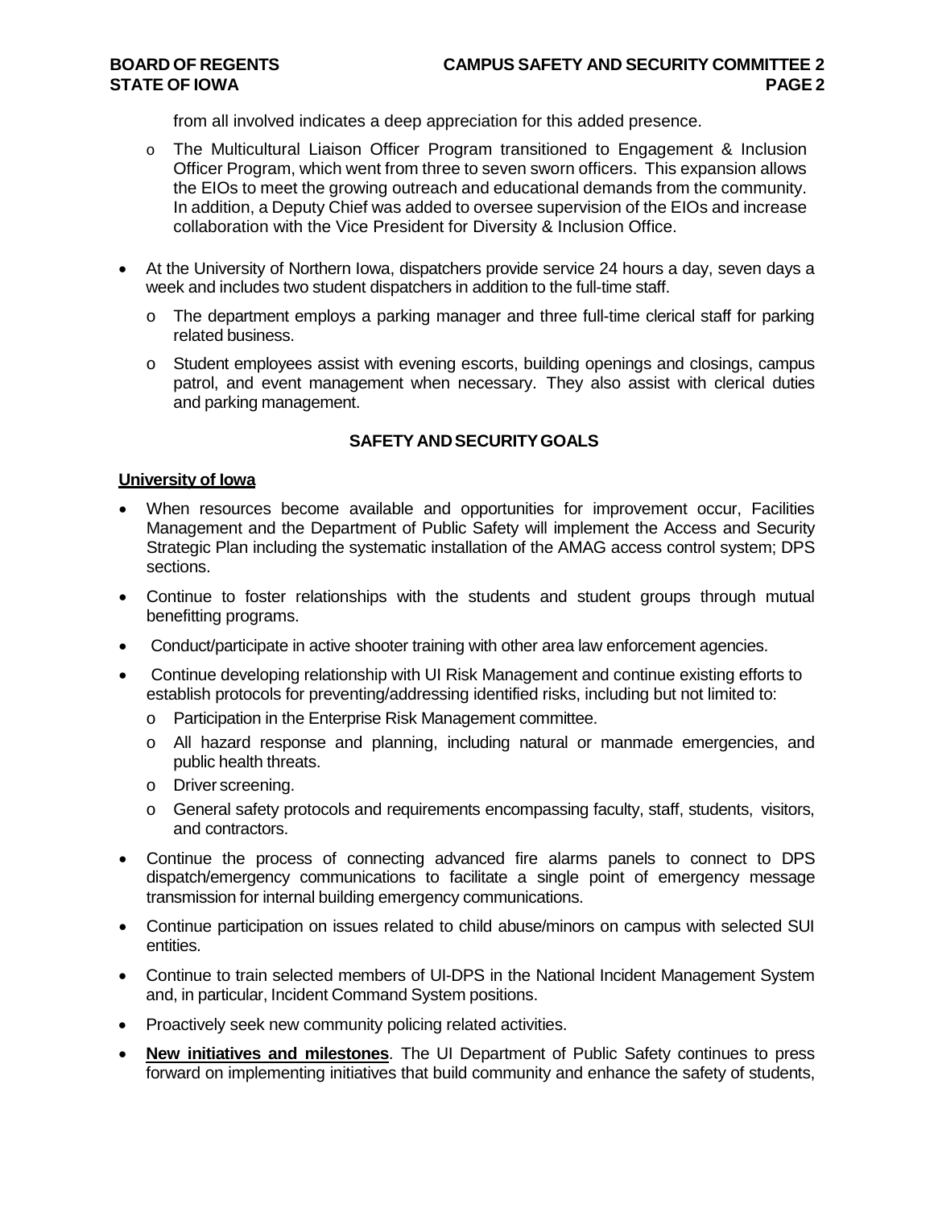from all involved indicates a deep appreciation for this added presence.

  - The Multicultural Liaison Officer Program transitioned to Engagement & Inclusion Officer Program, which went from three to seven sworn officers. This expansion allows the EIOs to meet the growing outreach and educational demands from the community. In addition, a Deputy Chief was added to oversee supervision of the EIOs and increase collaboration with the Vice President for Diversity & Inclusion Office.

- At the University of Northern Iowa, dispatchers provide service 24 hours a day, seven days a week and includes two student dispatchers in addition to the full-time staff.
  - The department employs a parking manager and three full-time clerical staff for parking related business.
  - Student employees assist with evening escorts, building openings and closings, campus patrol, and event management when necessary. They also assist with clerical duties and parking management.

## SAFETY AND SECURITY GOALS

**University of Iowa**

- When resources become available and opportunities for improvement occur, Facilities Management and the Department of Public Safety will implement the Access and Security Strategic Plan including the systematic installation of the AMAG access control system; DPS sections.
- Continue to foster relationships with the students and student groups through mutual benefitting programs.
- Conduct/participate in active shooter training with other area law enforcement agencies.
- Continue developing relationship with UI Risk Management and continue existing efforts to establish protocols for preventing/addressing identified risks, including but not limited to:
  - Participation in the Enterprise Risk Management committee.
  - All hazard response and planning, including natural or manmade emergencies, and public health threats.
  - Driver screening.
  - General safety protocols and requirements encompassing faculty, staff, students, visitors, and contractors.
- Continue the process of connecting advanced fire alarms panels to connect to DPS dispatch/emergency communications to facilitate a single point of emergency message transmission for internal building emergency communications.
- Continue participation on issues related to child abuse/minors on campus with selected SUI entities.
- Continue to train selected members of UI-DPS in the National Incident Management System and, in particular, Incident Command System positions.
- Proactively seek new community policing related activities.
- **New initiatives and milestones**. The UI Department of Public Safety continues to press forward on implementing initiatives that build community and enhance the safety of students,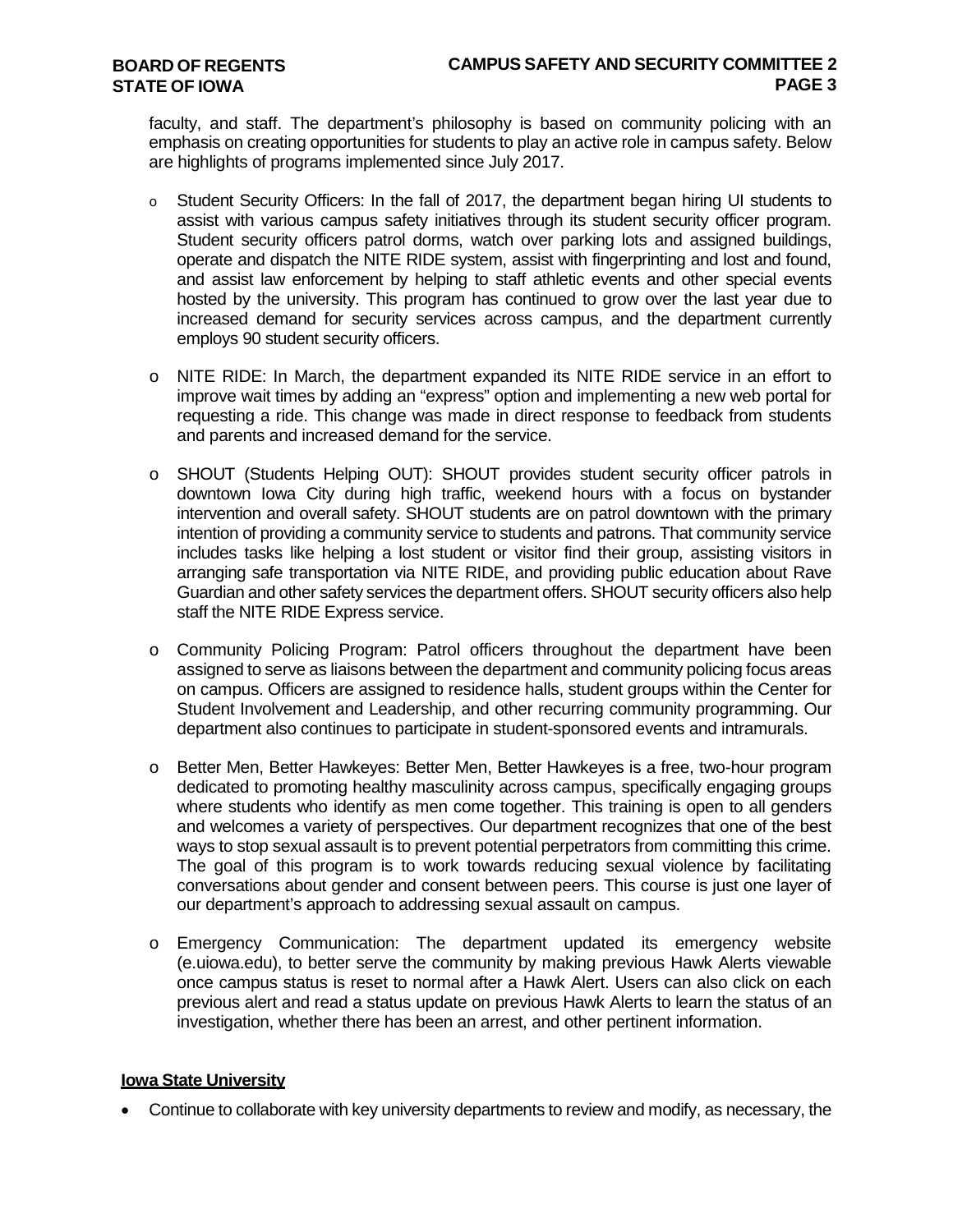faculty, and staff. The department's philosophy is based on community policing with an emphasis on creating opportunities for students to play an active role in campus safety. Below are highlights of programs implemented since July 2017.

- Student Security Officers: In the fall of 2017, the department began hiring UI students to assist with various campus safety initiatives through its student security officer program. Student security officers patrol dorms, watch over parking lots and assigned buildings, operate and dispatch the NITE RIDE system, assist with fingerprinting and lost and found, and assist law enforcement by helping to staff athletic events and other special events hosted by the university. This program has continued to grow over the last year due to increased demand for security services across campus, and the department currently employs 90 student security officers.

- NITE RIDE: In March, the department expanded its NITE RIDE service in an effort to improve wait times by adding an "express" option and implementing a new web portal for requesting a ride. This change was made in direct response to feedback from students and parents and increased demand for the service.

- SHOUT (Students Helping OUT): SHOUT provides student security officer patrols in downtown Iowa City during high traffic, weekend hours with a focus on bystander intervention and overall safety. SHOUT students are on patrol downtown with the primary intention of providing a community service to students and patrons. That community service includes tasks like helping a lost student or visitor find their group, assisting visitors in arranging safe transportation via NITE RIDE, and providing public education about Rave Guardian and other safety services the department offers. SHOUT security officers also help staff the NITE RIDE Express service.

- Community Policing Program: Patrol officers throughout the department have been assigned to serve as liaisons between the department and community policing focus areas on campus. Officers are assigned to residence halls, student groups within the Center for Student Involvement and Leadership, and other recurring community programming. Our department also continues to participate in student-sponsored events and intramurals.

- Better Men, Better Hawkeyes: Better Men, Better Hawkeyes is a free, two-hour program dedicated to promoting healthy masculinity across campus, specifically engaging groups where students who identify as men come together. This training is open to all genders and welcomes a variety of perspectives. Our department recognizes that one of the best ways to stop sexual assault is to prevent potential perpetrators from committing this crime. The goal of this program is to work towards reducing sexual violence by facilitating conversations about gender and consent between peers. This course is just one layer of our department's approach to addressing sexual assault on campus.

- Emergency Communication: The department updated its emergency website (e.uiowa.edu), to better serve the community by making previous Hawk Alerts viewable once campus status is reset to normal after a Hawk Alert. Users can also click on each previous alert and read a status update on previous Hawk Alerts to learn the status of an investigation, whether there has been an arrest, and other pertinent information.

**Iowa State University**

- Continue to collaborate with key university departments to review and modify, as necessary, the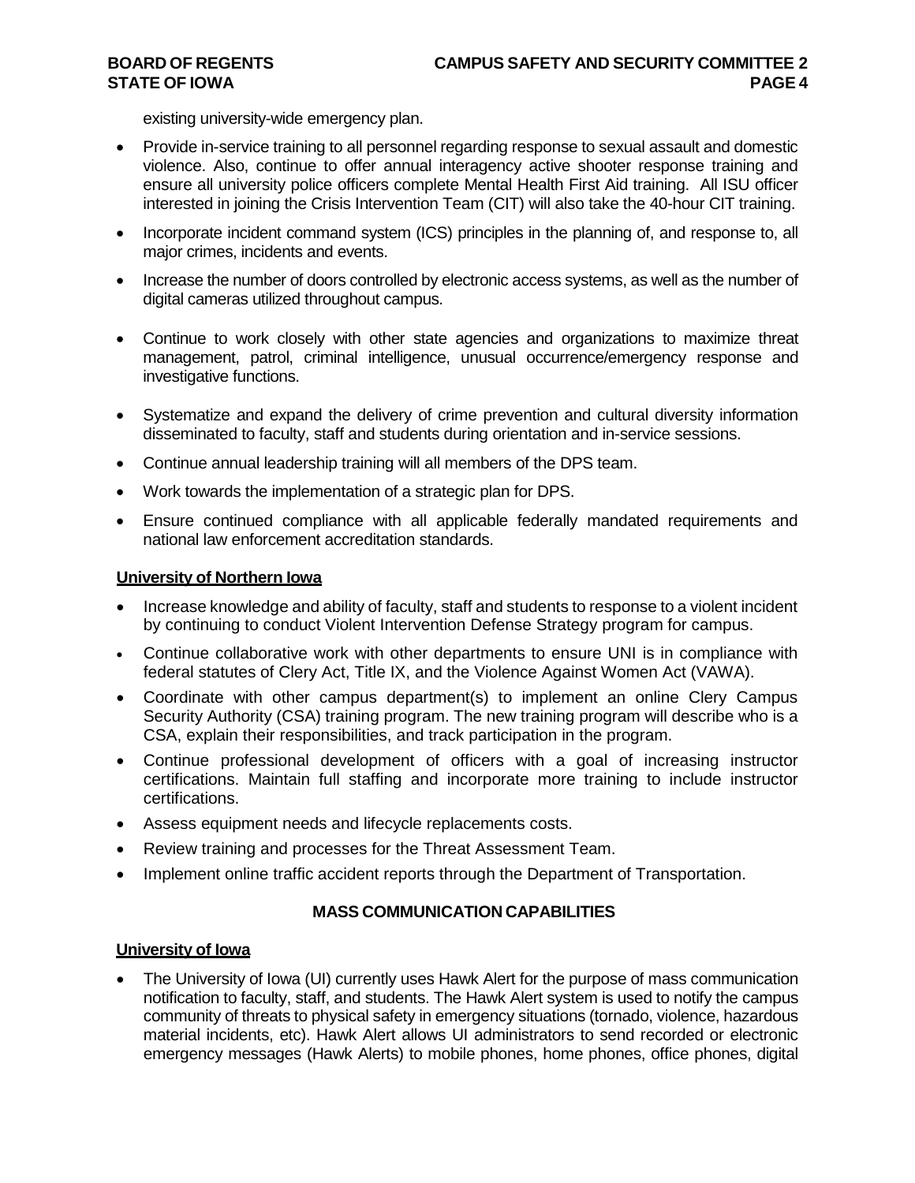existing university-wide emergency plan.

- Provide in-service training to all personnel regarding response to sexual assault and domestic violence. Also, continue to offer annual interagency active shooter response training and ensure all university police officers complete Mental Health First Aid training. All ISU officer interested in joining the Crisis Intervention Team (CIT) will also take the 40-hour CIT training.
- Incorporate incident command system (ICS) principles in the planning of, and response to, all major crimes, incidents and events.
- Increase the number of doors controlled by electronic access systems, as well as the number of digital cameras utilized throughout campus.
- Continue to work closely with other state agencies and organizations to maximize threat management, patrol, criminal intelligence, unusual occurrence/emergency response and investigative functions.
- Systematize and expand the delivery of crime prevention and cultural diversity information disseminated to faculty, staff and students during orientation and in-service sessions.
- Continue annual leadership training will all members of the DPS team.
- Work towards the implementation of a strategic plan for DPS.
- Ensure continued compliance with all applicable federally mandated requirements and national law enforcement accreditation standards.

**University of Northern Iowa**

- Increase knowledge and ability of faculty, staff and students to response to a violent incident by continuing to conduct Violent Intervention Defense Strategy program for campus.
- Continue collaborative work with other departments to ensure UNI is in compliance with federal statutes of Clery Act, Title IX, and the Violence Against Women Act (VAWA).
- Coordinate with other campus department(s) to implement an online Clery Campus Security Authority (CSA) training program. The new training program will describe who is a CSA, explain their responsibilities, and track participation in the program.
- Continue professional development of officers with a goal of increasing instructor certifications. Maintain full staffing and incorporate more training to include instructor certifications.
- Assess equipment needs and lifecycle replacements costs.
- Review training and processes for the Threat Assessment Team.
- Implement online traffic accident reports through the Department of Transportation.

## MASS COMMUNICATION CAPABILITIES

**University of Iowa**

- The University of Iowa (UI) currently uses Hawk Alert for the purpose of mass communication notification to faculty, staff, and students. The Hawk Alert system is used to notify the campus community of threats to physical safety in emergency situations (tornado, violence, hazardous material incidents, etc). Hawk Alert allows UI administrators to send recorded or electronic emergency messages (Hawk Alerts) to mobile phones, home phones, office phones, digital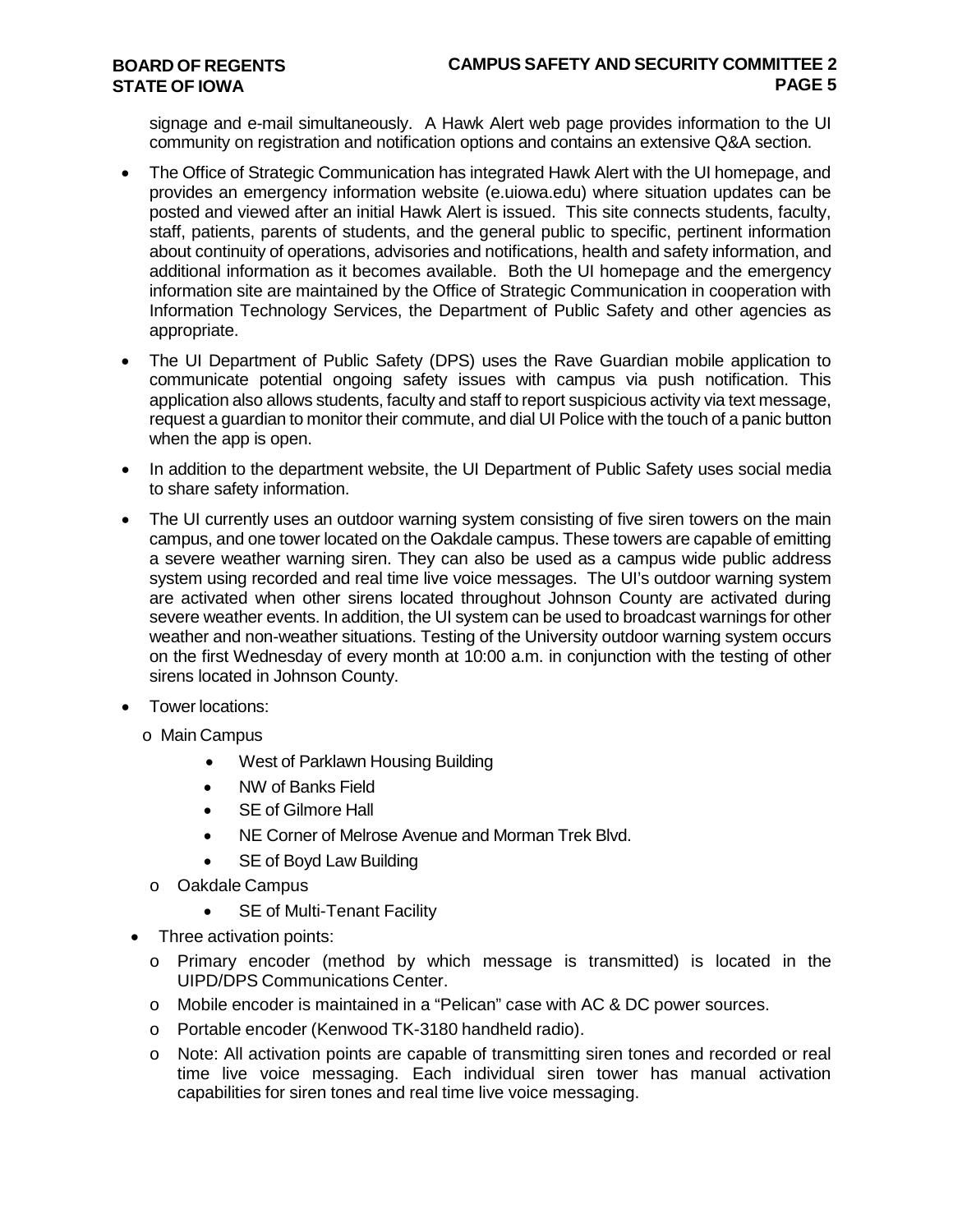signage and e-mail simultaneously. A Hawk Alert web page provides information to the UI community on registration and notification options and contains an extensive Q&A section.

- The Office of Strategic Communication has integrated Hawk Alert with the UI homepage, and provides an emergency information website (e.uiowa.edu) where situation updates can be posted and viewed after an initial Hawk Alert is issued. This site connects students, faculty, staff, patients, parents of students, and the general public to specific, pertinent information about continuity of operations, advisories and notifications, health and safety information, and additional information as it becomes available. Both the UI homepage and the emergency information site are maintained by the Office of Strategic Communication in cooperation with Information Technology Services, the Department of Public Safety and other agencies as appropriate.
- The UI Department of Public Safety (DPS) uses the Rave Guardian mobile application to communicate potential ongoing safety issues with campus via push notification. This application also allows students, faculty and staff to report suspicious activity via text message, request a guardian to monitor their commute, and dial UI Police with the touch of a panic button when the app is open.
- In addition to the department website, the UI Department of Public Safety uses social media to share safety information.
- The UI currently uses an outdoor warning system consisting of five siren towers on the main campus, and one tower located on the Oakdale campus. These towers are capable of emitting a severe weather warning siren. They can also be used as a campus wide public address system using recorded and real time live voice messages. The UI's outdoor warning system are activated when other sirens located throughout Johnson County are activated during severe weather events. In addition, the UI system can be used to broadcast warnings for other weather and non-weather situations. Testing of the University outdoor warning system occurs on the first Wednesday of every month at 10:00 a.m. in conjunction with the testing of other sirens located in Johnson County.
- Tower locations:
  - Main Campus
    - West of Parklawn Housing Building
    - NW of Banks Field
    - SE of Gilmore Hall
    - NE Corner of Melrose Avenue and Morman Trek Blvd.
    - SE of Boyd Law Building
  - Oakdale Campus
    - SE of Multi-Tenant Facility
- Three activation points:
  - Primary encoder (method by which message is transmitted) is located in the UIPD/DPS Communications Center.
  - Mobile encoder is maintained in a "Pelican" case with AC & DC power sources.
  - Portable encoder (Kenwood TK-3180 handheld radio).
  - Note: All activation points are capable of transmitting siren tones and recorded or real time live voice messaging. Each individual siren tower has manual activation capabilities for siren tones and real time live voice messaging.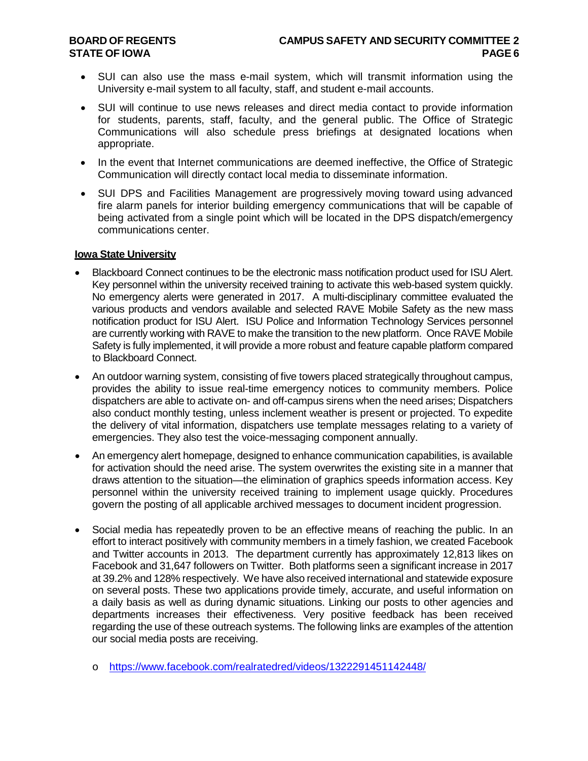- SUI can also use the mass e-mail system, which will transmit information using the University e-mail system to all faculty, staff, and student e-mail accounts.
- SUI will continue to use news releases and direct media contact to provide information for students, parents, staff, faculty, and the general public. The Office of Strategic Communications will also schedule press briefings at designated locations when appropriate.
- In the event that Internet communications are deemed ineffective, the Office of Strategic Communication will directly contact local media to disseminate information.
- SUI DPS and Facilities Management are progressively moving toward using advanced fire alarm panels for interior building emergency communications that will be capable of being activated from a single point which will be located in the DPS dispatch/emergency communications center.

**Iowa State University**

- Blackboard Connect continues to be the electronic mass notification product used for ISU Alert. Key personnel within the university received training to activate this web-based system quickly. No emergency alerts were generated in 2017. A multi-disciplinary committee evaluated the various products and vendors available and selected RAVE Mobile Safety as the new mass notification product for ISU Alert. ISU Police and Information Technology Services personnel are currently working with RAVE to make the transition to the new platform. Once RAVE Mobile Safety is fully implemented, it will provide a more robust and feature capable platform compared to Blackboard Connect.
- An outdoor warning system, consisting of five towers placed strategically throughout campus, provides the ability to issue real-time emergency notices to community members. Police dispatchers are able to activate on- and off-campus sirens when the need arises; Dispatchers also conduct monthly testing, unless inclement weather is present or projected. To expedite the delivery of vital information, dispatchers use template messages relating to a variety of emergencies. They also test the voice-messaging component annually.
- An emergency alert homepage, designed to enhance communication capabilities, is available for activation should the need arise. The system overwrites the existing site in a manner that draws attention to the situation—the elimination of graphics speeds information access. Key personnel within the university received training to implement usage quickly. Procedures govern the posting of all applicable archived messages to document incident progression.
- Social media has repeatedly proven to be an effective means of reaching the public. In an effort to interact positively with community members in a timely fashion, we created Facebook and Twitter accounts in 2013. The department currently has approximately 12,813 likes on Facebook and 31,647 followers on Twitter. Both platforms seen a significant increase in 2017 at 39.2% and 128% respectively. We have also received international and statewide exposure on several posts. These two applications provide timely, accurate, and useful information on a daily basis as well as during dynamic situations. Linking our posts to other agencies and departments increases their effectiveness. Very positive feedback has been received regarding the use of these outreach systems. The following links are examples of the attention our social media posts are receiving.
  - https://www.facebook.com/realratedred/videos/1322291451142448/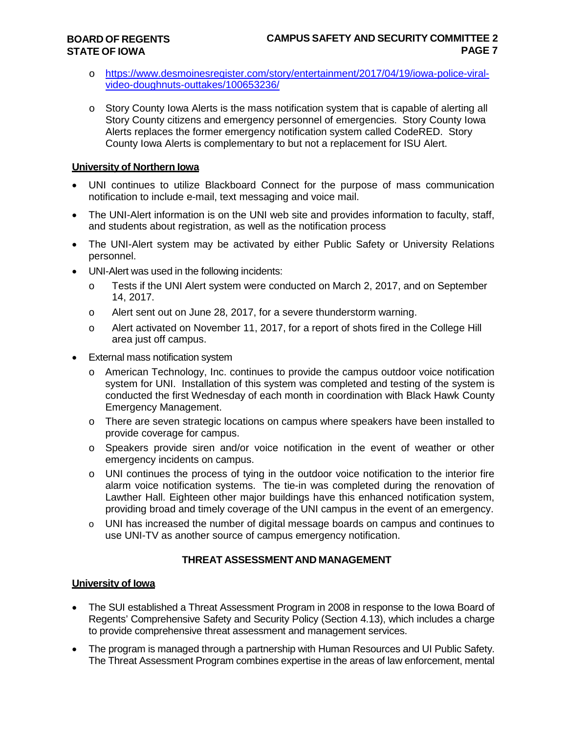- https://www.desmoinesregister.com/story/entertainment/2017/04/19/iowa-police-viral-video-doughnuts-outtakes/100653236/
- Story County Iowa Alerts is the mass notification system that is capable of alerting all Story County citizens and emergency personnel of emergencies. Story County Iowa Alerts replaces the former emergency notification system called CodeRED. Story County Iowa Alerts is complementary to but not a replacement for ISU Alert.

**University of Northern Iowa**

- UNI continues to utilize Blackboard Connect for the purpose of mass communication notification to include e-mail, text messaging and voice mail.
- The UNI-Alert information is on the UNI web site and provides information to faculty, staff, and students about registration, as well as the notification process
- The UNI-Alert system may be activated by either Public Safety or University Relations personnel.
- UNI-Alert was used in the following incidents:
  - Tests if the UNI Alert system were conducted on March 2, 2017, and on September 14, 2017.
  - Alert sent out on June 28, 2017, for a severe thunderstorm warning.
  - Alert activated on November 11, 2017, for a report of shots fired in the College Hill area just off campus.
- External mass notification system
  - American Technology, Inc. continues to provide the campus outdoor voice notification system for UNI. Installation of this system was completed and testing of the system is conducted the first Wednesday of each month in coordination with Black Hawk County Emergency Management.
  - There are seven strategic locations on campus where speakers have been installed to provide coverage for campus.
  - Speakers provide siren and/or voice notification in the event of weather or other emergency incidents on campus.
  - UNI continues the process of tying in the outdoor voice notification to the interior fire alarm voice notification systems. The tie-in was completed during the renovation of Lawther Hall. Eighteen other major buildings have this enhanced notification system, providing broad and timely coverage of the UNI campus in the event of an emergency.
  - UNI has increased the number of digital message boards on campus and continues to use UNI-TV as another source of campus emergency notification.

## THREAT ASSESSMENT AND MANAGEMENT

**University of Iowa**

- The SUI established a Threat Assessment Program in 2008 in response to the Iowa Board of Regents' Comprehensive Safety and Security Policy (Section 4.13), which includes a charge to provide comprehensive threat assessment and management services.
- The program is managed through a partnership with Human Resources and UI Public Safety. The Threat Assessment Program combines expertise in the areas of law enforcement, mental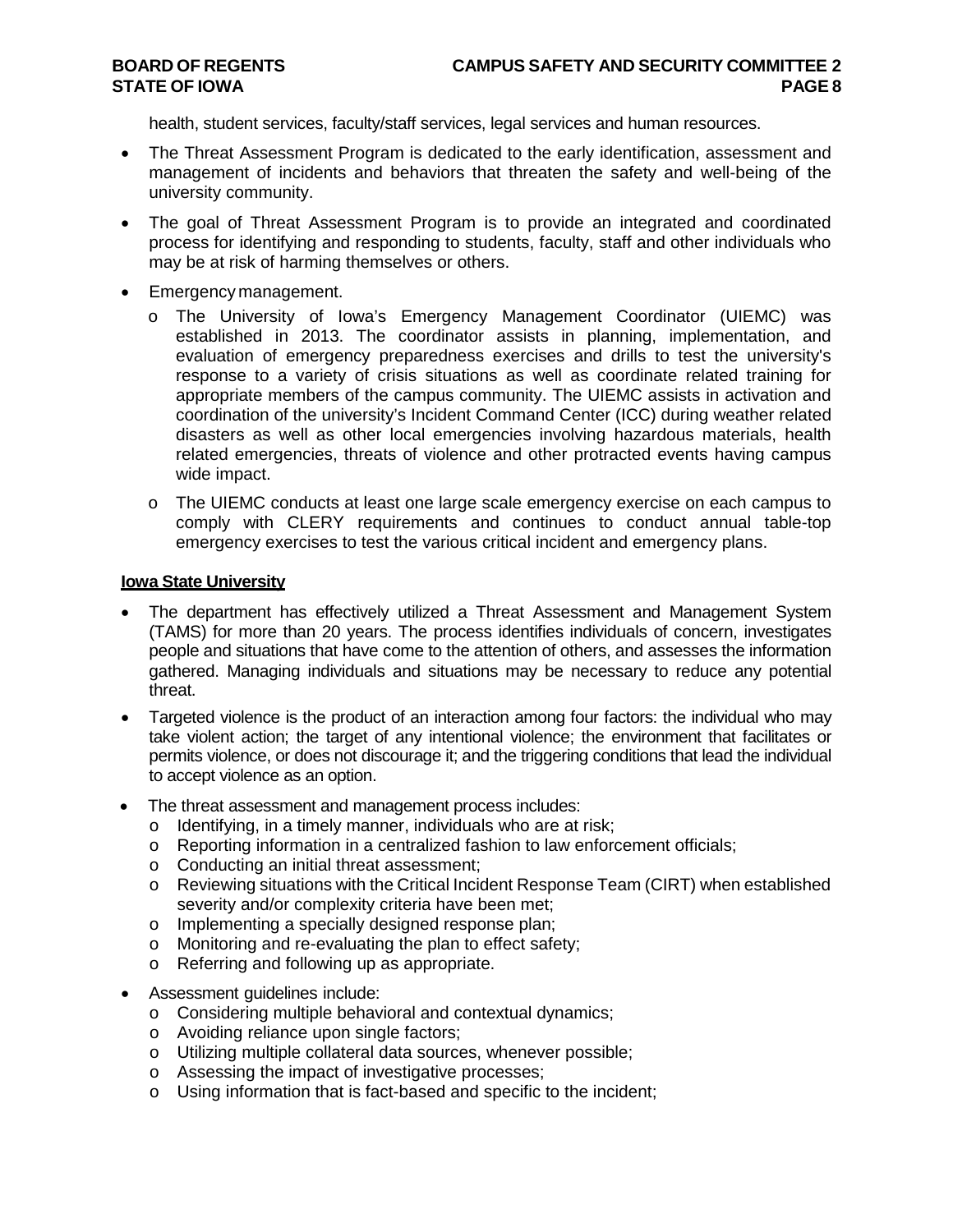health, student services, faculty/staff services, legal services and human resources.

- The Threat Assessment Program is dedicated to the early identification, assessment and management of incidents and behaviors that threaten the safety and well-being of the university community.
- The goal of Threat Assessment Program is to provide an integrated and coordinated process for identifying and responding to students, faculty, staff and other individuals who may be at risk of harming themselves or others.
- Emergency management.
  - The University of Iowa's Emergency Management Coordinator (UIEMC) was established in 2013. The coordinator assists in planning, implementation, and evaluation of emergency preparedness exercises and drills to test the university's response to a variety of crisis situations as well as coordinate related training for appropriate members of the campus community. The UIEMC assists in activation and coordination of the university's Incident Command Center (ICC) during weather related disasters as well as other local emergencies involving hazardous materials, health related emergencies, threats of violence and other protracted events having campus wide impact.
  - The UIEMC conducts at least one large scale emergency exercise on each campus to comply with CLERY requirements and continues to conduct annual table-top emergency exercises to test the various critical incident and emergency plans.

**Iowa State University**

- The department has effectively utilized a Threat Assessment and Management System (TAMS) for more than 20 years. The process identifies individuals of concern, investigates people and situations that have come to the attention of others, and assesses the information gathered. Managing individuals and situations may be necessary to reduce any potential threat.
- Targeted violence is the product of an interaction among four factors: the individual who may take violent action; the target of any intentional violence; the environment that facilitates or permits violence, or does not discourage it; and the triggering conditions that lead the individual to accept violence as an option.
- The threat assessment and management process includes:
  - Identifying, in a timely manner, individuals who are at risk;
  - Reporting information in a centralized fashion to law enforcement officials;
  - Conducting an initial threat assessment;
  - Reviewing situations with the Critical Incident Response Team (CIRT) when established severity and/or complexity criteria have been met;
  - Implementing a specially designed response plan;
  - Monitoring and re-evaluating the plan to effect safety;
  - Referring and following up as appropriate.
- Assessment guidelines include:
  - Considering multiple behavioral and contextual dynamics;
  - Avoiding reliance upon single factors;
  - Utilizing multiple collateral data sources, whenever possible;
  - Assessing the impact of investigative processes;
  - Using information that is fact-based and specific to the incident;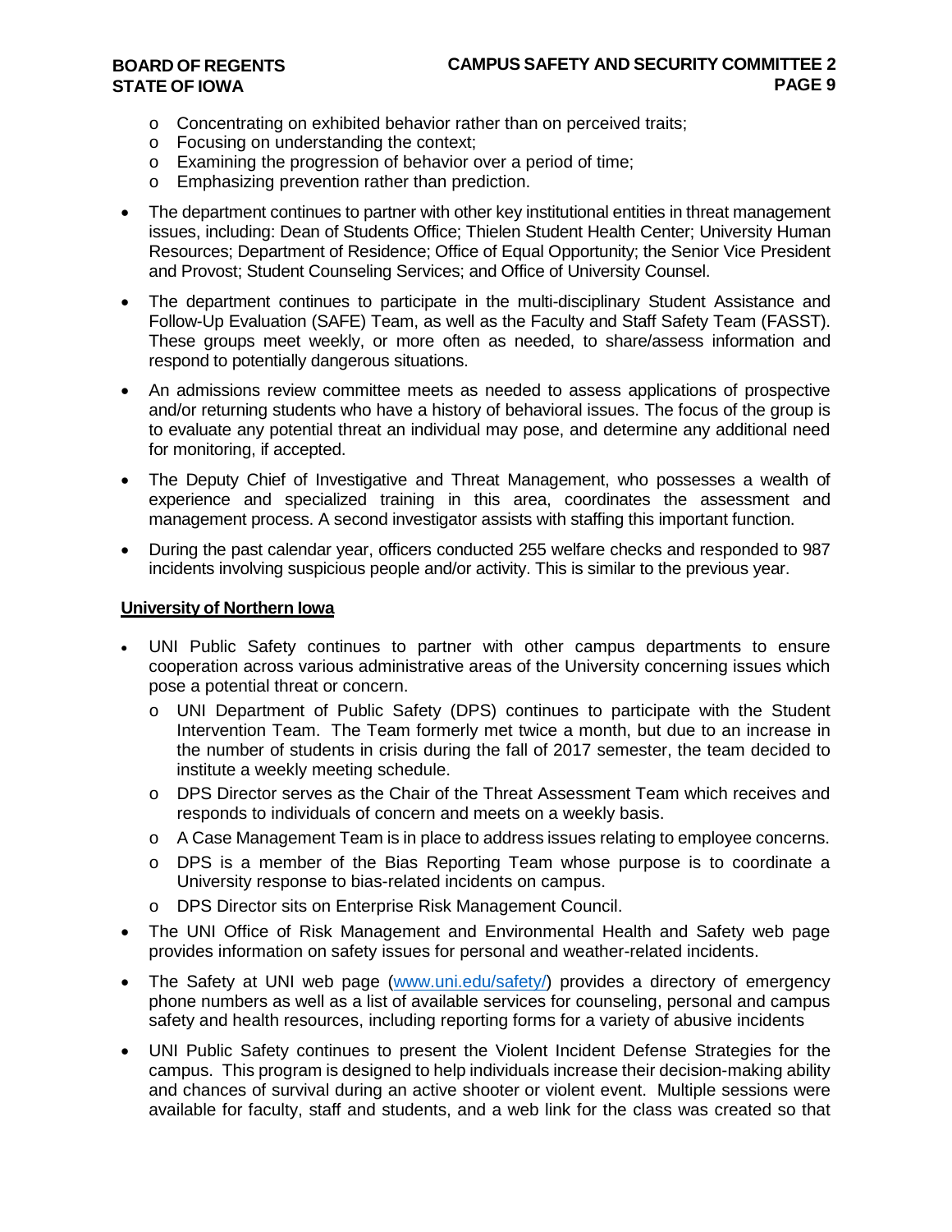- Concentrating on exhibited behavior rather than on perceived traits;
  - Focusing on understanding the context;
  - Examining the progression of behavior over a period of time;
  - Emphasizing prevention rather than prediction.

- The department continues to partner with other key institutional entities in threat management issues, including: Dean of Students Office; Thielen Student Health Center; University Human Resources; Department of Residence; Office of Equal Opportunity; the Senior Vice President and Provost; Student Counseling Services; and Office of University Counsel.

- The department continues to participate in the multi-disciplinary Student Assistance and Follow-Up Evaluation (SAFE) Team, as well as the Faculty and Staff Safety Team (FASST). These groups meet weekly, or more often as needed, to share/assess information and respond to potentially dangerous situations.

- An admissions review committee meets as needed to assess applications of prospective and/or returning students who have a history of behavioral issues. The focus of the group is to evaluate any potential threat an individual may pose, and determine any additional need for monitoring, if accepted.

- The Deputy Chief of Investigative and Threat Management, who possesses a wealth of experience and specialized training in this area, coordinates the assessment and management process. A second investigator assists with staffing this important function.

- During the past calendar year, officers conducted 255 welfare checks and responded to 987 incidents involving suspicious people and/or activity. This is similar to the previous year.

**University of Northern Iowa**

- UNI Public Safety continues to partner with other campus departments to ensure cooperation across various administrative areas of the University concerning issues which pose a potential threat or concern.
  - UNI Department of Public Safety (DPS) continues to participate with the Student Intervention Team. The Team formerly met twice a month, but due to an increase in the number of students in crisis during the fall of 2017 semester, the team decided to institute a weekly meeting schedule.
  - DPS Director serves as the Chair of the Threat Assessment Team which receives and responds to individuals of concern and meets on a weekly basis.
  - A Case Management Team is in place to address issues relating to employee concerns.
  - DPS is a member of the Bias Reporting Team whose purpose is to coordinate a University response to bias-related incidents on campus.
  - DPS Director sits on Enterprise Risk Management Council.

- The UNI Office of Risk Management and Environmental Health and Safety web page provides information on safety issues for personal and weather-related incidents.

- The Safety at UNI web page (www.uni.edu/safety/) provides a directory of emergency phone numbers as well as a list of available services for counseling, personal and campus safety and health resources, including reporting forms for a variety of abusive incidents

- UNI Public Safety continues to present the Violent Incident Defense Strategies for the campus. This program is designed to help individuals increase their decision-making ability and chances of survival during an active shooter or violent event. Multiple sessions were available for faculty, staff and students, and a web link for the class was created so that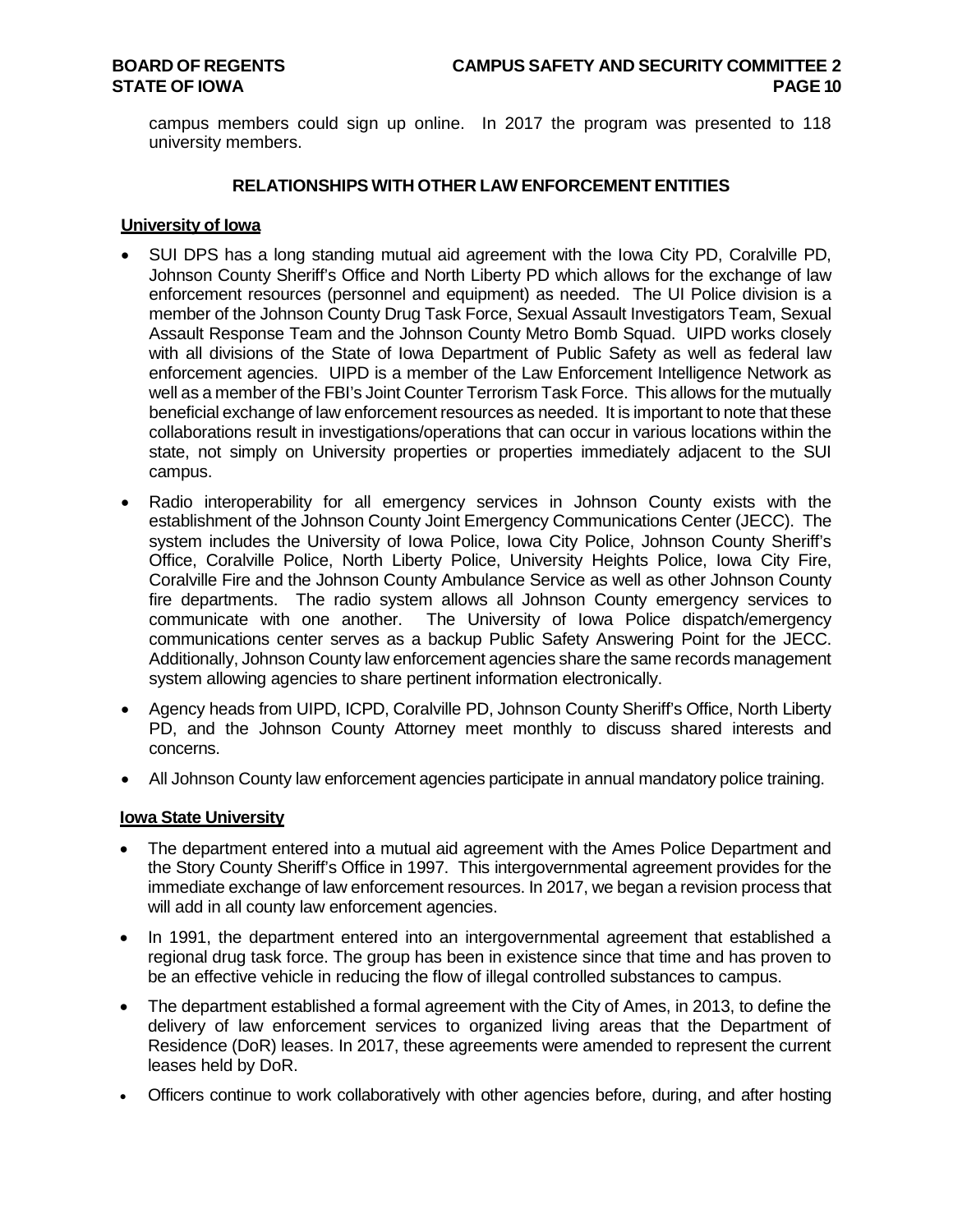campus members could sign up online. In 2017 the program was presented to 118 university members.

## RELATIONSHIPS WITH OTHER LAW ENFORCEMENT ENTITIES

### University of Iowa

- SUI DPS has a long standing mutual aid agreement with the Iowa City PD, Coralville PD, Johnson County Sheriff's Office and North Liberty PD which allows for the exchange of law enforcement resources (personnel and equipment) as needed. The UI Police division is a member of the Johnson County Drug Task Force, Sexual Assault Investigators Team, Sexual Assault Response Team and the Johnson County Metro Bomb Squad. UIPD works closely with all divisions of the State of Iowa Department of Public Safety as well as federal law enforcement agencies. UIPD is a member of the Law Enforcement Intelligence Network as well as a member of the FBI's Joint Counter Terrorism Task Force. This allows for the mutually beneficial exchange of law enforcement resources as needed. It is important to note that these collaborations result in investigations/operations that can occur in various locations within the state, not simply on University properties or properties immediately adjacent to the SUI campus.
- Radio interoperability for all emergency services in Johnson County exists with the establishment of the Johnson County Joint Emergency Communications Center (JECC). The system includes the University of Iowa Police, Iowa City Police, Johnson County Sheriff's Office, Coralville Police, North Liberty Police, University Heights Police, Iowa City Fire, Coralville Fire and the Johnson County Ambulance Service as well as other Johnson County fire departments. The radio system allows all Johnson County emergency services to communicate with one another. The University of Iowa Police dispatch/emergency communications center serves as a backup Public Safety Answering Point for the JECC. Additionally, Johnson County law enforcement agencies share the same records management system allowing agencies to share pertinent information electronically.
- Agency heads from UIPD, ICPD, Coralville PD, Johnson County Sheriff's Office, North Liberty PD, and the Johnson County Attorney meet monthly to discuss shared interests and concerns.
- All Johnson County law enforcement agencies participate in annual mandatory police training.

### Iowa State University

- The department entered into a mutual aid agreement with the Ames Police Department and the Story County Sheriff's Office in 1997. This intergovernmental agreement provides for the immediate exchange of law enforcement resources. In 2017, we began a revision process that will add in all county law enforcement agencies.
- In 1991, the department entered into an intergovernmental agreement that established a regional drug task force. The group has been in existence since that time and has proven to be an effective vehicle in reducing the flow of illegal controlled substances to campus.
- The department established a formal agreement with the City of Ames, in 2013, to define the delivery of law enforcement services to organized living areas that the Department of Residence (DoR) leases. In 2017, these agreements were amended to represent the current leases held by DoR.
- Officers continue to work collaboratively with other agencies before, during, and after hosting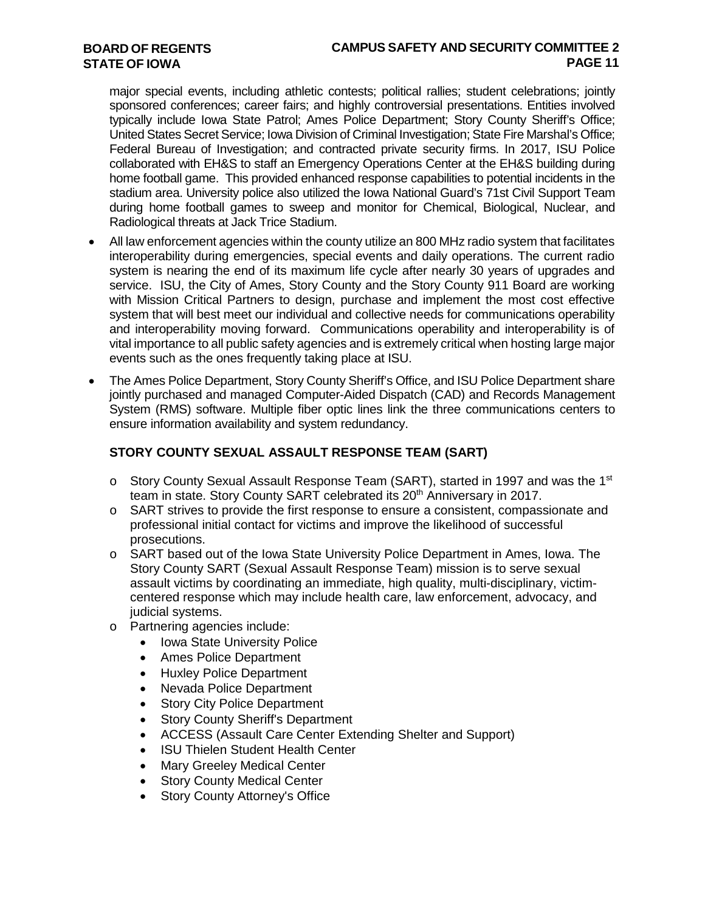major special events, including athletic contests; political rallies; student celebrations; jointly sponsored conferences; career fairs; and highly controversial presentations. Entities involved typically include Iowa State Patrol; Ames Police Department; Story County Sheriff's Office; United States Secret Service; Iowa Division of Criminal Investigation; State Fire Marshal's Office; Federal Bureau of Investigation; and contracted private security firms. In 2017, ISU Police collaborated with EH&S to staff an Emergency Operations Center at the EH&S building during home football game. This provided enhanced response capabilities to potential incidents in the stadium area. University police also utilized the Iowa National Guard's 71st Civil Support Team during home football games to sweep and monitor for Chemical, Biological, Nuclear, and Radiological threats at Jack Trice Stadium.

- All law enforcement agencies within the county utilize an 800 MHz radio system that facilitates interoperability during emergencies, special events and daily operations. The current radio system is nearing the end of its maximum life cycle after nearly 30 years of upgrades and service. ISU, the City of Ames, Story County and the Story County 911 Board are working with Mission Critical Partners to design, purchase and implement the most cost effective system that will best meet our individual and collective needs for communications operability and interoperability moving forward. Communications operability and interoperability is of vital importance to all public safety agencies and is extremely critical when hosting large major events such as the ones frequently taking place at ISU.
- The Ames Police Department, Story County Sheriff's Office, and ISU Police Department share jointly purchased and managed Computer-Aided Dispatch (CAD) and Records Management System (RMS) software. Multiple fiber optic lines link the three communications centers to ensure information availability and system redundancy.

## STORY COUNTY SEXUAL ASSAULT RESPONSE TEAM (SART)

- Story County Sexual Assault Response Team (SART), started in 1997 and was the 1st team in state. Story County SART celebrated its 20th Anniversary in 2017.
- SART strives to provide the first response to ensure a consistent, compassionate and professional initial contact for victims and improve the likelihood of successful prosecutions.
- SART based out of the Iowa State University Police Department in Ames, Iowa. The Story County SART (Sexual Assault Response Team) mission is to serve sexual assault victims by coordinating an immediate, high quality, multi-disciplinary, victim-centered response which may include health care, law enforcement, advocacy, and judicial systems.
- Partnering agencies include:
  - Iowa State University Police
  - Ames Police Department
  - Huxley Police Department
  - Nevada Police Department
  - Story City Police Department
  - Story County Sheriff's Department
  - ACCESS (Assault Care Center Extending Shelter and Support)
  - ISU Thielen Student Health Center
  - Mary Greeley Medical Center
  - Story County Medical Center
  - Story County Attorney's Office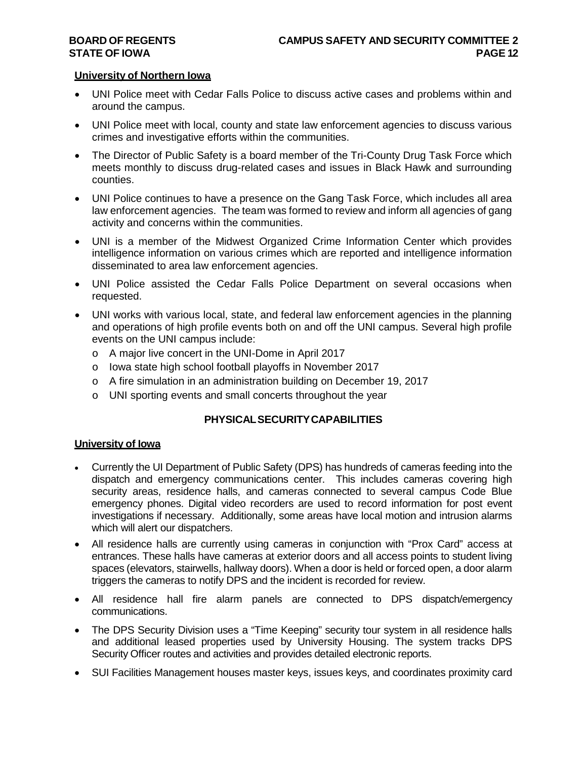### University of Northern Iowa

- UNI Police meet with Cedar Falls Police to discuss active cases and problems within and around the campus.
- UNI Police meet with local, county and state law enforcement agencies to discuss various crimes and investigative efforts within the communities.
- The Director of Public Safety is a board member of the Tri-County Drug Task Force which meets monthly to discuss drug-related cases and issues in Black Hawk and surrounding counties.
- UNI Police continues to have a presence on the Gang Task Force, which includes all area law enforcement agencies. The team was formed to review and inform all agencies of gang activity and concerns within the communities.
- UNI is a member of the Midwest Organized Crime Information Center which provides intelligence information on various crimes which are reported and intelligence information disseminated to area law enforcement agencies.
- UNI Police assisted the Cedar Falls Police Department on several occasions when requested.
- UNI works with various local, state, and federal law enforcement agencies in the planning and operations of high profile events both on and off the UNI campus. Several high profile events on the UNI campus include:
  - A major live concert in the UNI-Dome in April 2017
  - Iowa state high school football playoffs in November 2017
  - A fire simulation in an administration building on December 19, 2017
  - UNI sporting events and small concerts throughout the year

## PHYSICAL SECURITY CAPABILITIES

### University of Iowa

- Currently the UI Department of Public Safety (DPS) has hundreds of cameras feeding into the dispatch and emergency communications center. This includes cameras covering high security areas, residence halls, and cameras connected to several campus Code Blue emergency phones. Digital video recorders are used to record information for post event investigations if necessary. Additionally, some areas have local motion and intrusion alarms which will alert our dispatchers.
- All residence halls are currently using cameras in conjunction with "Prox Card" access at entrances. These halls have cameras at exterior doors and all access points to student living spaces (elevators, stairwells, hallway doors). When a door is held or forced open, a door alarm triggers the cameras to notify DPS and the incident is recorded for review.
- All residence hall fire alarm panels are connected to DPS dispatch/emergency communications.
- The DPS Security Division uses a "Time Keeping" security tour system in all residence halls and additional leased properties used by University Housing. The system tracks DPS Security Officer routes and activities and provides detailed electronic reports.
- SUI Facilities Management houses master keys, issues keys, and coordinates proximity card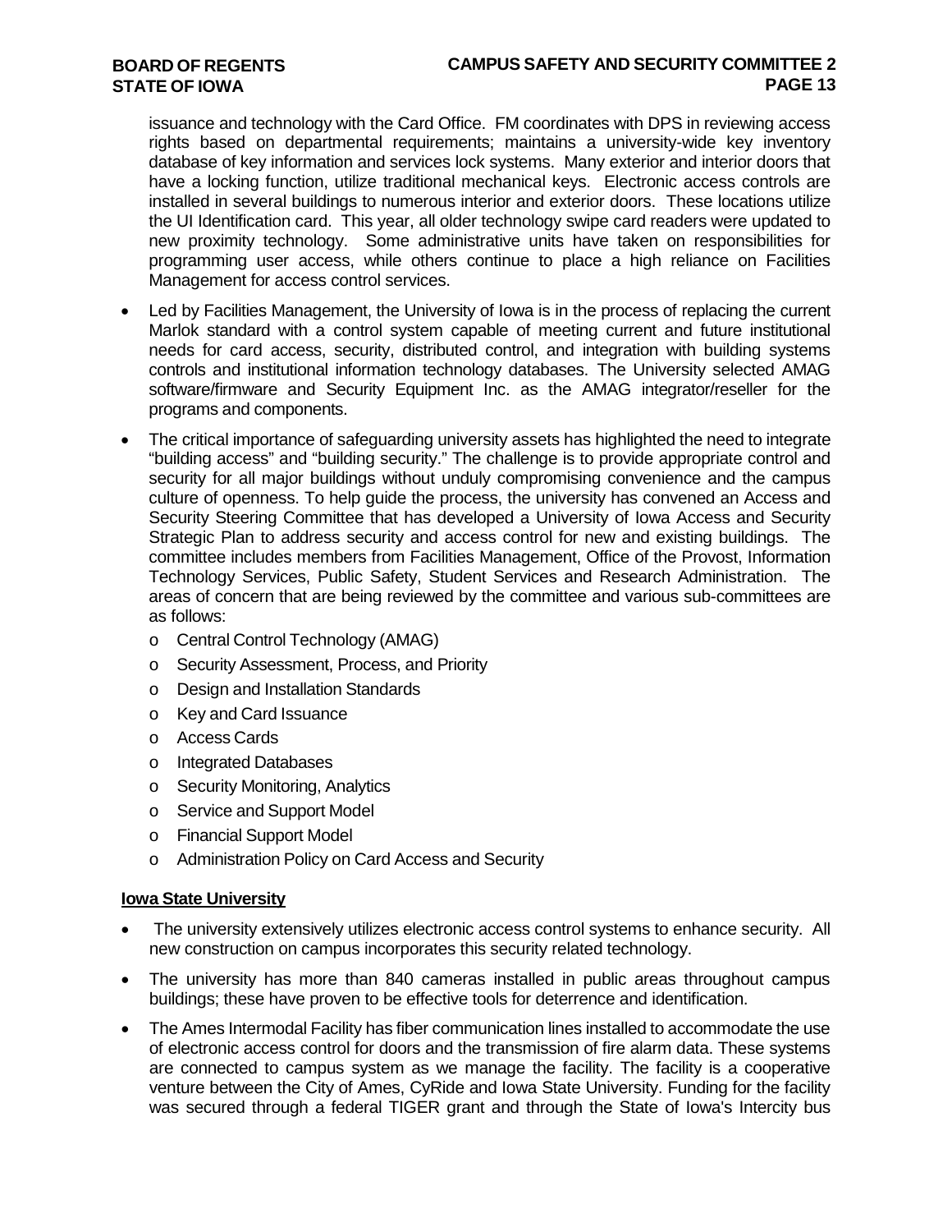issuance and technology with the Card Office. FM coordinates with DPS in reviewing access rights based on departmental requirements; maintains a university-wide key inventory database of key information and services lock systems. Many exterior and interior doors that have a locking function, utilize traditional mechanical keys. Electronic access controls are installed in several buildings to numerous interior and exterior doors. These locations utilize the UI Identification card. This year, all older technology swipe card readers were updated to new proximity technology. Some administrative units have taken on responsibilities for programming user access, while others continue to place a high reliance on Facilities Management for access control services.

- Led by Facilities Management, the University of Iowa is in the process of replacing the current Marlok standard with a control system capable of meeting current and future institutional needs for card access, security, distributed control, and integration with building systems controls and institutional information technology databases. The University selected AMAG software/firmware and Security Equipment Inc. as the AMAG integrator/reseller for the programs and components.
- The critical importance of safeguarding university assets has highlighted the need to integrate "building access" and "building security." The challenge is to provide appropriate control and security for all major buildings without unduly compromising convenience and the campus culture of openness. To help guide the process, the university has convened an Access and Security Steering Committee that has developed a University of Iowa Access and Security Strategic Plan to address security and access control for new and existing buildings. The committee includes members from Facilities Management, Office of the Provost, Information Technology Services, Public Safety, Student Services and Research Administration. The areas of concern that are being reviewed by the committee and various sub-committees are as follows:
  - Central Control Technology (AMAG)
  - Security Assessment, Process, and Priority
  - Design and Installation Standards
  - Key and Card Issuance
  - Access Cards
  - Integrated Databases
  - Security Monitoring, Analytics
  - Service and Support Model
  - Financial Support Model
  - Administration Policy on Card Access and Security

**Iowa State University**

- The university extensively utilizes electronic access control systems to enhance security. All new construction on campus incorporates this security related technology.
- The university has more than 840 cameras installed in public areas throughout campus buildings; these have proven to be effective tools for deterrence and identification.
- The Ames Intermodal Facility has fiber communication lines installed to accommodate the use of electronic access control for doors and the transmission of fire alarm data. These systems are connected to campus system as we manage the facility. The facility is a cooperative venture between the City of Ames, CyRide and Iowa State University. Funding for the facility was secured through a federal TIGER grant and through the State of Iowa's Intercity bus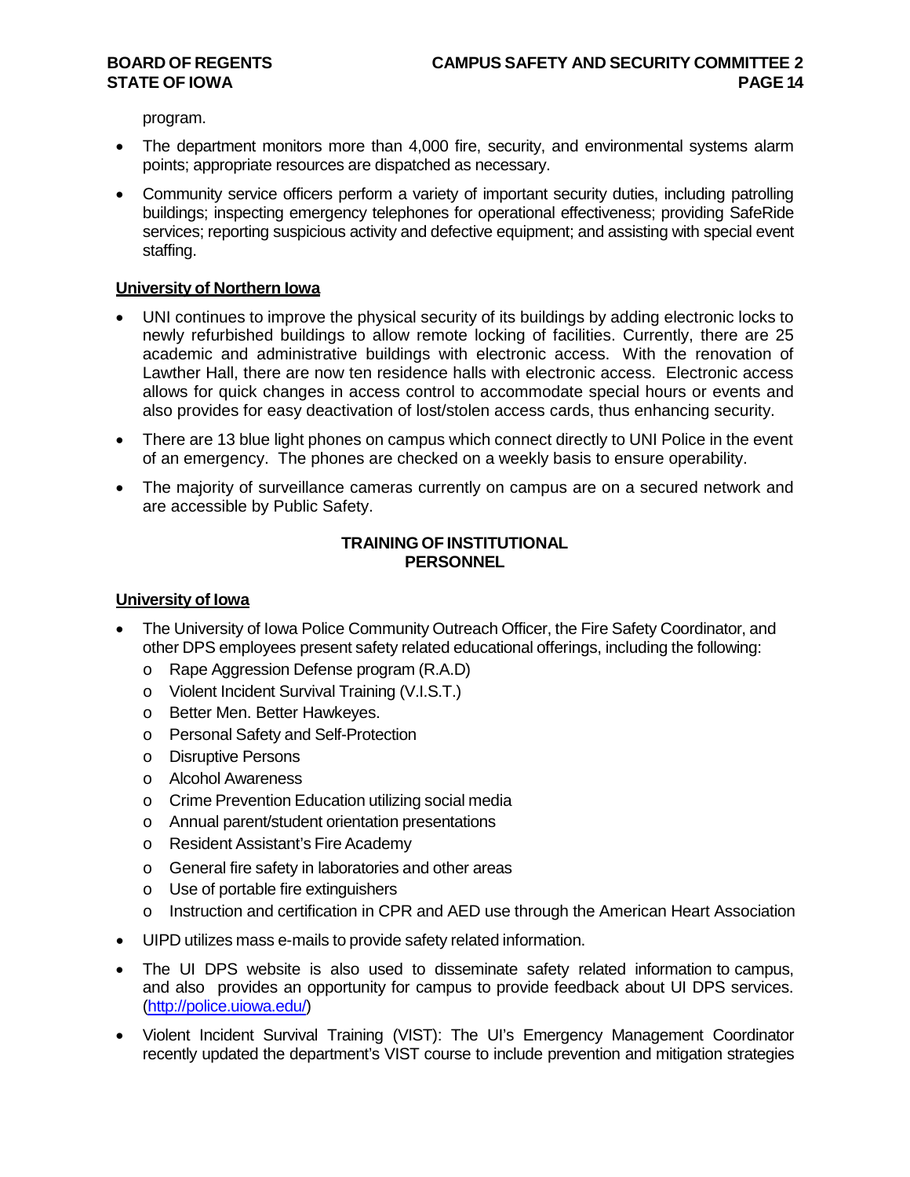program.

- The department monitors more than 4,000 fire, security, and environmental systems alarm points; appropriate resources are dispatched as necessary.
- Community service officers perform a variety of important security duties, including patrolling buildings; inspecting emergency telephones for operational effectiveness; providing SafeRide services; reporting suspicious activity and defective equipment; and assisting with special event staffing.

**University of Northern Iowa**

- UNI continues to improve the physical security of its buildings by adding electronic locks to newly refurbished buildings to allow remote locking of facilities. Currently, there are 25 academic and administrative buildings with electronic access. With the renovation of Lawther Hall, there are now ten residence halls with electronic access. Electronic access allows for quick changes in access control to accommodate special hours or events and also provides for easy deactivation of lost/stolen access cards, thus enhancing security.
- There are 13 blue light phones on campus which connect directly to UNI Police in the event of an emergency. The phones are checked on a weekly basis to ensure operability.
- The majority of surveillance cameras currently on campus are on a secured network and are accessible by Public Safety.

## TRAINING OF INSTITUTIONAL PERSONNEL

**University of Iowa**

- The University of Iowa Police Community Outreach Officer, the Fire Safety Coordinator, and other DPS employees present safety related educational offerings, including the following:
  - Rape Aggression Defense program (R.A.D)
  - Violent Incident Survival Training (V.I.S.T.)
  - Better Men. Better Hawkeyes.
  - Personal Safety and Self-Protection
  - Disruptive Persons
  - Alcohol Awareness
  - Crime Prevention Education utilizing social media
  - Annual parent/student orientation presentations
  - Resident Assistant's Fire Academy
  - General fire safety in laboratories and other areas
  - Use of portable fire extinguishers
  - Instruction and certification in CPR and AED use through the American Heart Association
- UIPD utilizes mass e-mails to provide safety related information.
- The UI DPS website is also used to disseminate safety related information to campus, and also provides an opportunity for campus to provide feedback about UI DPS services. (http://police.uiowa.edu/)
- Violent Incident Survival Training (VIST): The UI's Emergency Management Coordinator recently updated the department's VIST course to include prevention and mitigation strategies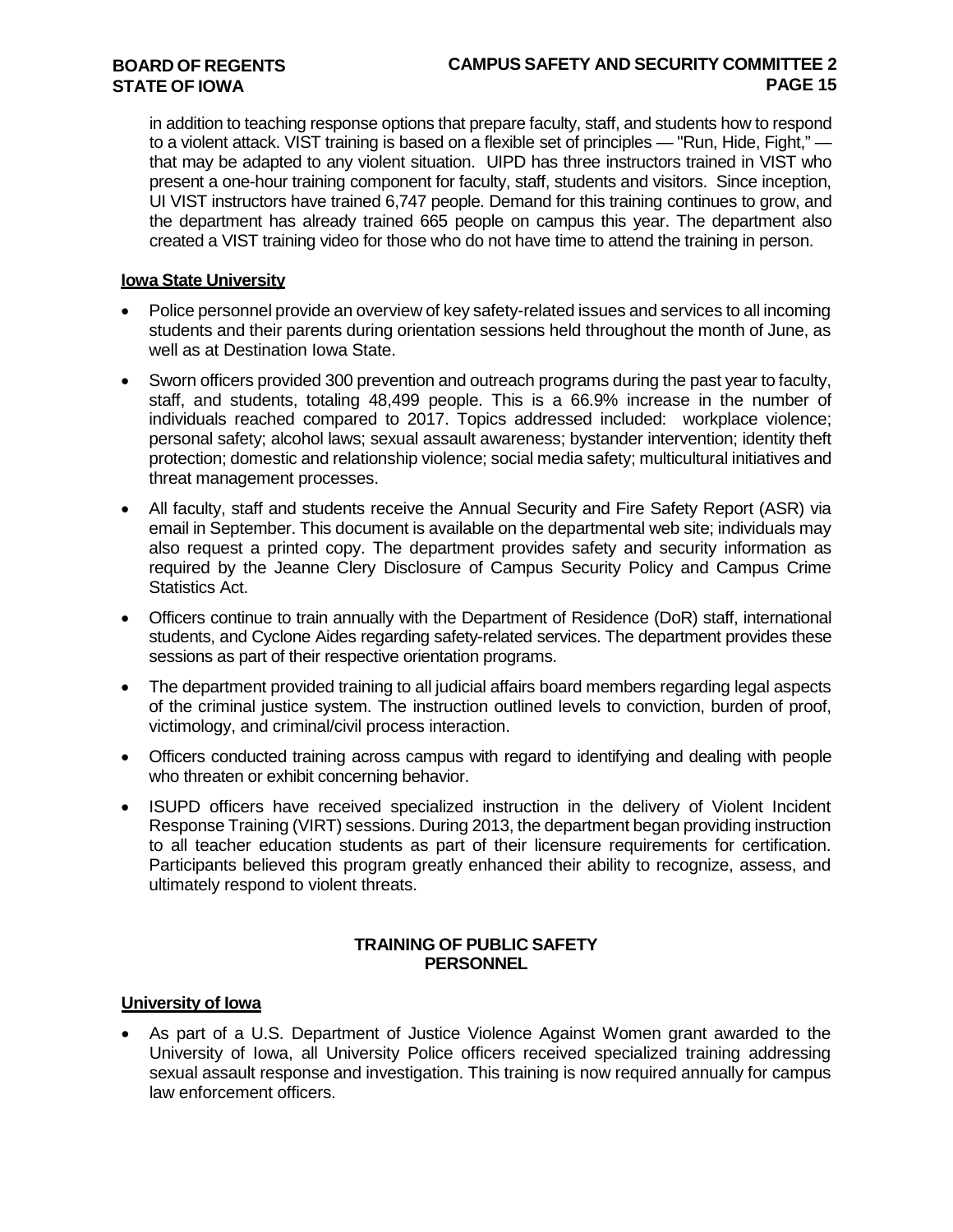in addition to teaching response options that prepare faculty, staff, and students how to respond to a violent attack. VIST training is based on a flexible set of principles — "Run, Hide, Fight," — that may be adapted to any violent situation. UIPD has three instructors trained in VIST who present a one-hour training component for faculty, staff, students and visitors. Since inception, UI VIST instructors have trained 6,747 people. Demand for this training continues to grow, and the department has already trained 665 people on campus this year. The department also created a VIST training video for those who do not have time to attend the training in person.

**Iowa State University**

- Police personnel provide an overview of key safety-related issues and services to all incoming students and their parents during orientation sessions held throughout the month of June, as well as at Destination Iowa State.
- Sworn officers provided 300 prevention and outreach programs during the past year to faculty, staff, and students, totaling 48,499 people. This is a 66.9% increase in the number of individuals reached compared to 2017. Topics addressed included: workplace violence; personal safety; alcohol laws; sexual assault awareness; bystander intervention; identity theft protection; domestic and relationship violence; social media safety; multicultural initiatives and threat management processes.
- All faculty, staff and students receive the Annual Security and Fire Safety Report (ASR) via email in September. This document is available on the departmental web site; individuals may also request a printed copy. The department provides safety and security information as required by the Jeanne Clery Disclosure of Campus Security Policy and Campus Crime Statistics Act.
- Officers continue to train annually with the Department of Residence (DoR) staff, international students, and Cyclone Aides regarding safety-related services. The department provides these sessions as part of their respective orientation programs.
- The department provided training to all judicial affairs board members regarding legal aspects of the criminal justice system. The instruction outlined levels to conviction, burden of proof, victimology, and criminal/civil process interaction.
- Officers conducted training across campus with regard to identifying and dealing with people who threaten or exhibit concerning behavior.
- ISUPD officers have received specialized instruction in the delivery of Violent Incident Response Training (VIRT) sessions. During 2013, the department began providing instruction to all teacher education students as part of their licensure requirements for certification. Participants believed this program greatly enhanced their ability to recognize, assess, and ultimately respond to violent threats.

## TRAINING OF PUBLIC SAFETY PERSONNEL

**University of Iowa**

- As part of a U.S. Department of Justice Violence Against Women grant awarded to the University of Iowa, all University Police officers received specialized training addressing sexual assault response and investigation. This training is now required annually for campus law enforcement officers.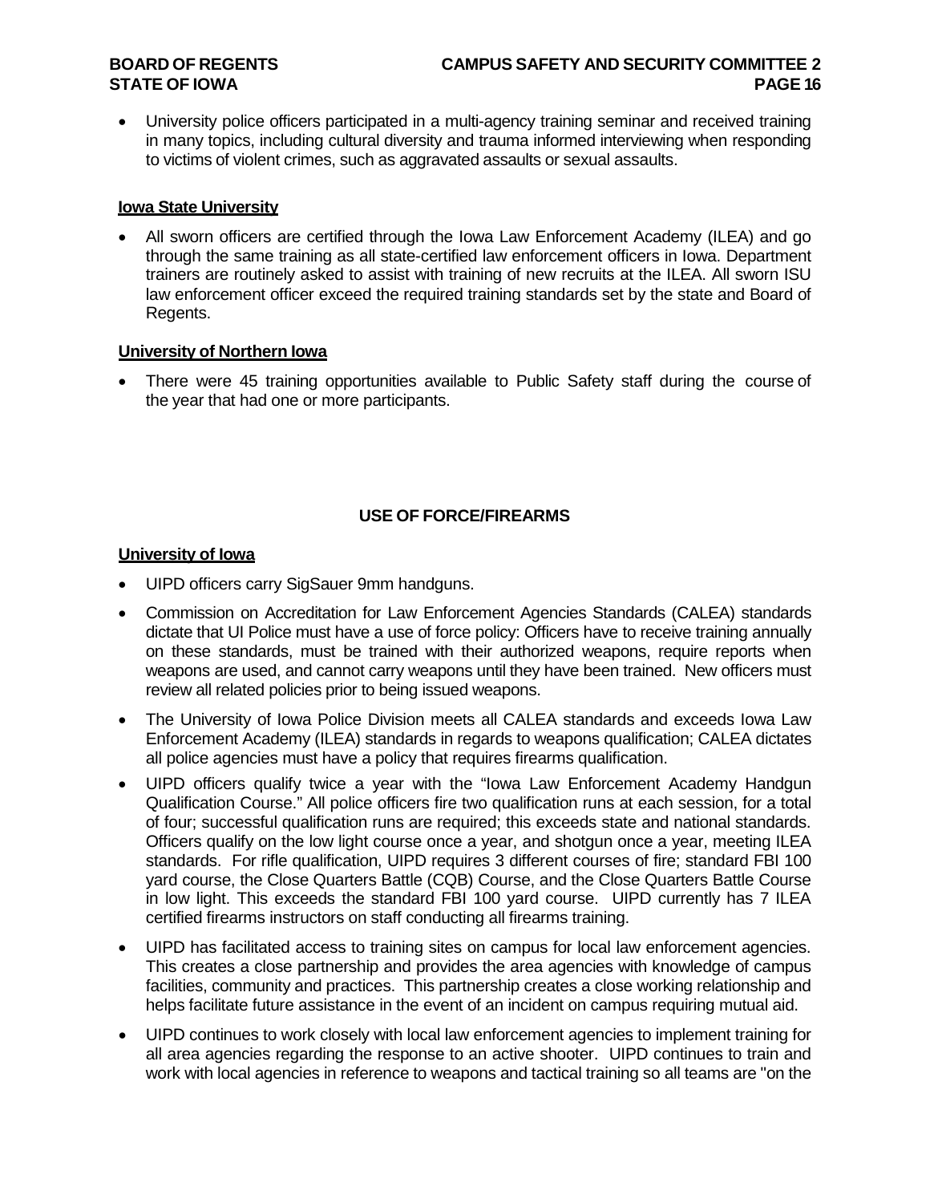- University police officers participated in a multi-agency training seminar and received training in many topics, including cultural diversity and trauma informed interviewing when responding to victims of violent crimes, such as aggravated assaults or sexual assaults.

**Iowa State University**

- All sworn officers are certified through the Iowa Law Enforcement Academy (ILEA) and go through the same training as all state-certified law enforcement officers in Iowa. Department trainers are routinely asked to assist with training of new recruits at the ILEA. All sworn ISU law enforcement officer exceed the required training standards set by the state and Board of Regents.

**University of Northern Iowa**

- There were 45 training opportunities available to Public Safety staff during the course of the year that had one or more participants.

## USE OF FORCE/FIREARMS

**University of Iowa**

- UIPD officers carry SigSauer 9mm handguns.
- Commission on Accreditation for Law Enforcement Agencies Standards (CALEA) standards dictate that UI Police must have a use of force policy: Officers have to receive training annually on these standards, must be trained with their authorized weapons, require reports when weapons are used, and cannot carry weapons until they have been trained. New officers must review all related policies prior to being issued weapons.
- The University of Iowa Police Division meets all CALEA standards and exceeds Iowa Law Enforcement Academy (ILEA) standards in regards to weapons qualification; CALEA dictates all police agencies must have a policy that requires firearms qualification.
- UIPD officers qualify twice a year with the "Iowa Law Enforcement Academy Handgun Qualification Course." All police officers fire two qualification runs at each session, for a total of four; successful qualification runs are required; this exceeds state and national standards. Officers qualify on the low light course once a year, and shotgun once a year, meeting ILEA standards. For rifle qualification, UIPD requires 3 different courses of fire; standard FBI 100 yard course, the Close Quarters Battle (CQB) Course, and the Close Quarters Battle Course in low light. This exceeds the standard FBI 100 yard course. UIPD currently has 7 ILEA certified firearms instructors on staff conducting all firearms training.
- UIPD has facilitated access to training sites on campus for local law enforcement agencies. This creates a close partnership and provides the area agencies with knowledge of campus facilities, community and practices. This partnership creates a close working relationship and helps facilitate future assistance in the event of an incident on campus requiring mutual aid.
- UIPD continues to work closely with local law enforcement agencies to implement training for all area agencies regarding the response to an active shooter. UIPD continues to train and work with local agencies in reference to weapons and tactical training so all teams are "on the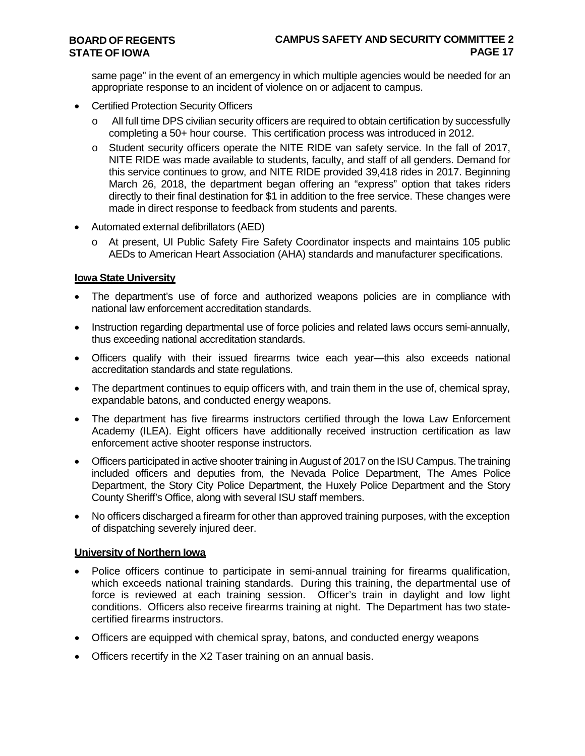same page" in the event of an emergency in which multiple agencies would be needed for an appropriate response to an incident of violence on or adjacent to campus.

- Certified Protection Security Officers
  - All full time DPS civilian security officers are required to obtain certification by successfully completing a 50+ hour course. This certification process was introduced in 2012.
  - Student security officers operate the NITE RIDE van safety service. In the fall of 2017, NITE RIDE was made available to students, faculty, and staff of all genders. Demand for this service continues to grow, and NITE RIDE provided 39,418 rides in 2017. Beginning March 26, 2018, the department began offering an "express" option that takes riders directly to their final destination for $1 in addition to the free service. These changes were made in direct response to feedback from students and parents.
- Automated external defibrillators (AED)
  - At present, UI Public Safety Fire Safety Coordinator inspects and maintains 105 public AEDs to American Heart Association (AHA) standards and manufacturer specifications.

**Iowa State University**

- The department's use of force and authorized weapons policies are in compliance with national law enforcement accreditation standards.
- Instruction regarding departmental use of force policies and related laws occurs semi-annually, thus exceeding national accreditation standards.
- Officers qualify with their issued firearms twice each year—this also exceeds national accreditation standards and state regulations.
- The department continues to equip officers with, and train them in the use of, chemical spray, expandable batons, and conducted energy weapons.
- The department has five firearms instructors certified through the Iowa Law Enforcement Academy (ILEA). Eight officers have additionally received instruction certification as law enforcement active shooter response instructors.
- Officers participated in active shooter training in August of 2017 on the ISU Campus. The training included officers and deputies from, the Nevada Police Department, The Ames Police Department, the Story City Police Department, the Huxely Police Department and the Story County Sheriff's Office, along with several ISU staff members.
- No officers discharged a firearm for other than approved training purposes, with the exception of dispatching severely injured deer.

**University of Northern Iowa**

- Police officers continue to participate in semi-annual training for firearms qualification, which exceeds national training standards. During this training, the departmental use of force is reviewed at each training session. Officer's train in daylight and low light conditions. Officers also receive firearms training at night. The Department has two state-certified firearms instructors.
- Officers are equipped with chemical spray, batons, and conducted energy weapons
- Officers recertify in the X2 Taser training on an annual basis.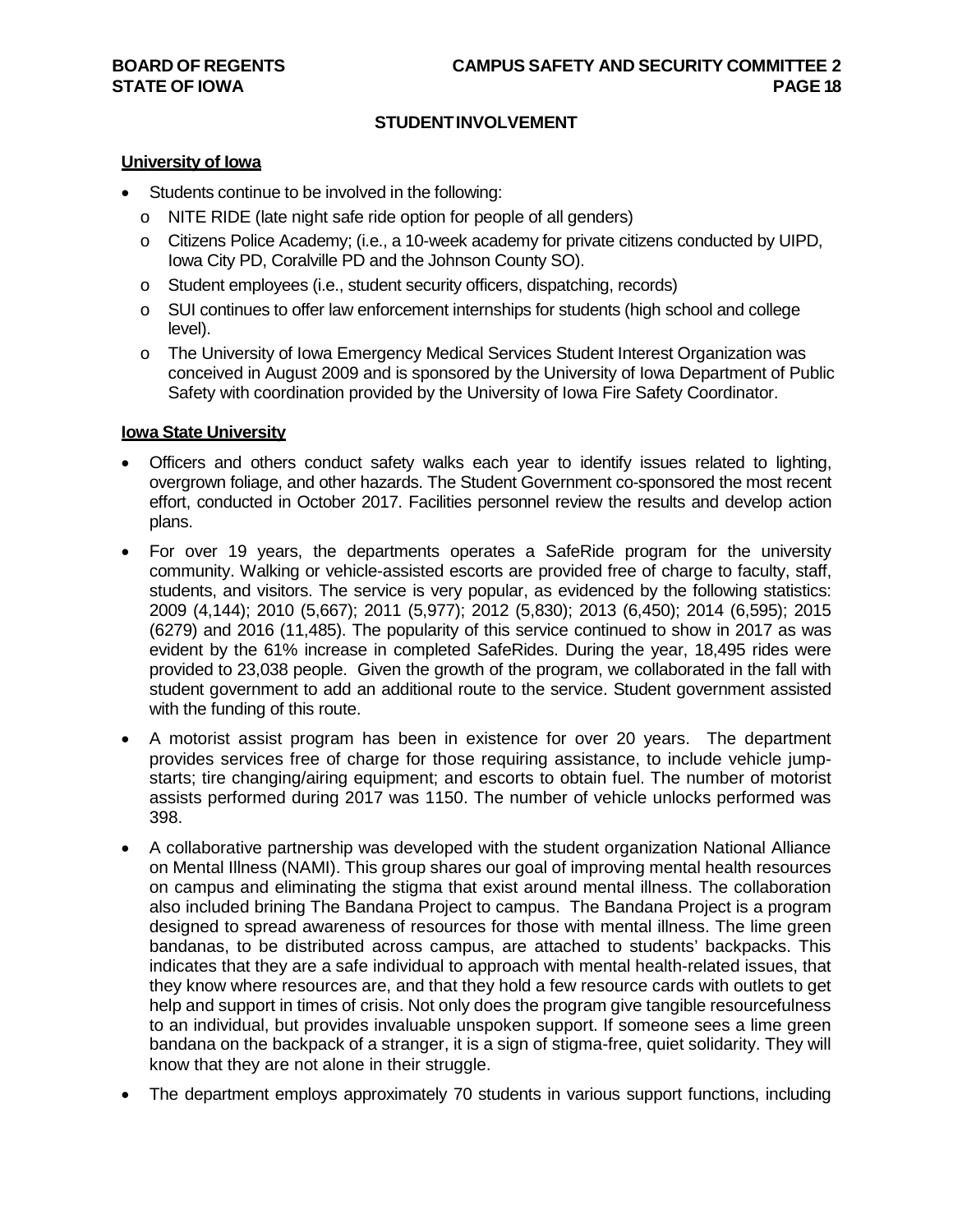## STUDENT INVOLVEMENT

**University of Iowa**

- Students continue to be involved in the following:
  - NITE RIDE (late night safe ride option for people of all genders)
  - Citizens Police Academy; (i.e., a 10-week academy for private citizens conducted by UIPD, Iowa City PD, Coralville PD and the Johnson County SO).
  - Student employees (i.e., student security officers, dispatching, records)
  - SUI continues to offer law enforcement internships for students (high school and college level).
  - The University of Iowa Emergency Medical Services Student Interest Organization was conceived in August 2009 and is sponsored by the University of Iowa Department of Public Safety with coordination provided by the University of Iowa Fire Safety Coordinator.

**Iowa State University**

- Officers and others conduct safety walks each year to identify issues related to lighting, overgrown foliage, and other hazards. The Student Government co-sponsored the most recent effort, conducted in October 2017. Facilities personnel review the results and develop action plans.
- For over 19 years, the departments operates a SafeRide program for the university community. Walking or vehicle-assisted escorts are provided free of charge to faculty, staff, students, and visitors. The service is very popular, as evidenced by the following statistics: 2009 (4,144); 2010 (5,667); 2011 (5,977); 2012 (5,830); 2013 (6,450); 2014 (6,595); 2015 (6279) and 2016 (11,485). The popularity of this service continued to show in 2017 as was evident by the 61% increase in completed SafeRides. During the year, 18,495 rides were provided to 23,038 people. Given the growth of the program, we collaborated in the fall with student government to add an additional route to the service. Student government assisted with the funding of this route.
- A motorist assist program has been in existence for over 20 years. The department provides services free of charge for those requiring assistance, to include vehicle jump-starts; tire changing/airing equipment; and escorts to obtain fuel. The number of motorist assists performed during 2017 was 1150. The number of vehicle unlocks performed was 398.
- A collaborative partnership was developed with the student organization National Alliance on Mental Illness (NAMI). This group shares our goal of improving mental health resources on campus and eliminating the stigma that exist around mental illness. The collaboration also included brining The Bandana Project to campus. The Bandana Project is a program designed to spread awareness of resources for those with mental illness. The lime green bandanas, to be distributed across campus, are attached to students' backpacks. This indicates that they are a safe individual to approach with mental health-related issues, that they know where resources are, and that they hold a few resource cards with outlets to get help and support in times of crisis. Not only does the program give tangible resourcefulness to an individual, but provides invaluable unspoken support. If someone sees a lime green bandana on the backpack of a stranger, it is a sign of stigma-free, quiet solidarity. They will know that they are not alone in their struggle.
- The department employs approximately 70 students in various support functions, including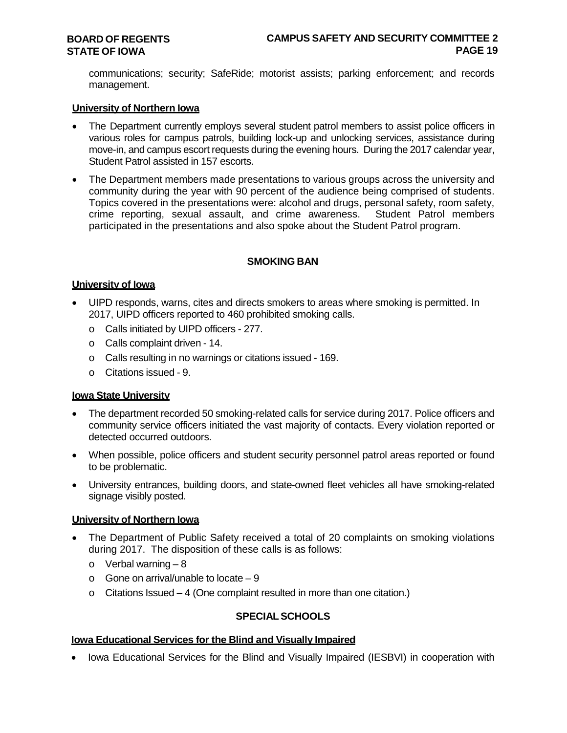communications; security; SafeRide; motorist assists; parking enforcement; and records management.

**University of Northern Iowa**

- The Department currently employs several student patrol members to assist police officers in various roles for campus patrols, building lock-up and unlocking services, assistance during move-in, and campus escort requests during the evening hours. During the 2017 calendar year, Student Patrol assisted in 157 escorts.
- The Department members made presentations to various groups across the university and community during the year with 90 percent of the audience being comprised of students. Topics covered in the presentations were: alcohol and drugs, personal safety, room safety, crime reporting, sexual assault, and crime awareness. Student Patrol members participated in the presentations and also spoke about the Student Patrol program.

## SMOKING BAN

**University of Iowa**

- UIPD responds, warns, cites and directs smokers to areas where smoking is permitted. In 2017, UIPD officers reported to 460 prohibited smoking calls.
    - Calls initiated by UIPD officers - 277.
    - Calls complaint driven - 14.
    - Calls resulting in no warnings or citations issued - 169.
    - Citations issued - 9.

**Iowa State University**

- The department recorded 50 smoking-related calls for service during 2017. Police officers and community service officers initiated the vast majority of contacts. Every violation reported or detected occurred outdoors.
- When possible, police officers and student security personnel patrol areas reported or found to be problematic.
- University entrances, building doors, and state-owned fleet vehicles all have smoking-related signage visibly posted.

**University of Northern Iowa**

- The Department of Public Safety received a total of 20 complaints on smoking violations during 2017. The disposition of these calls is as follows:
    - Verbal warning – 8
    - Gone on arrival/unable to locate – 9
    - Citations Issued – 4 (One complaint resulted in more than one citation.)

## SPECIAL SCHOOLS

**Iowa Educational Services for the Blind and Visually Impaired**

- Iowa Educational Services for the Blind and Visually Impaired (IESBVI) in cooperation with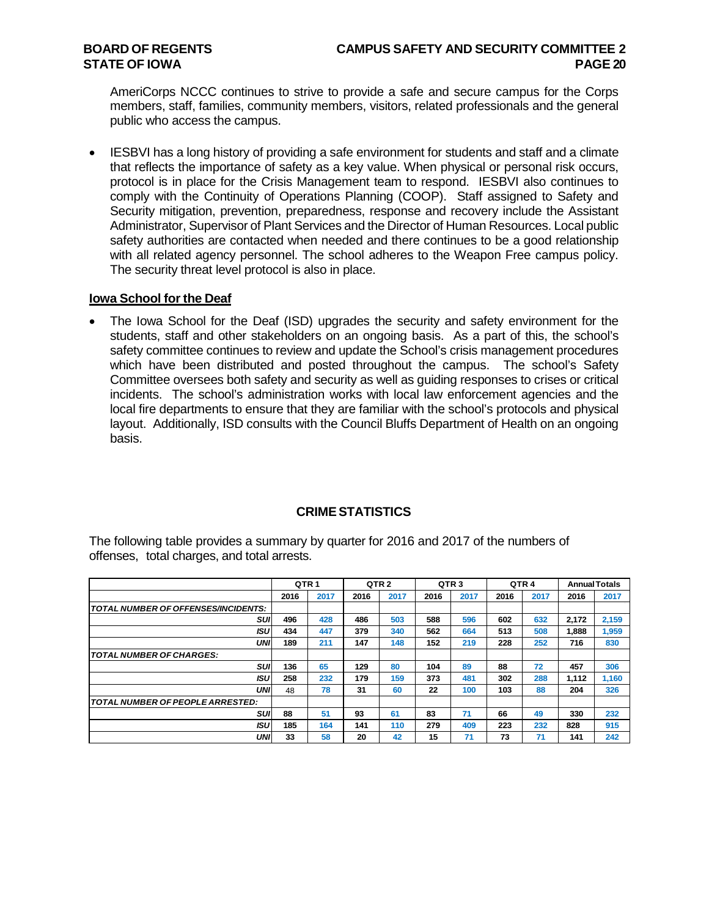AmeriCorps NCCC continues to strive to provide a safe and secure campus for the Corps members, staff, families, community members, visitors, related professionals and the general public who access the campus.

- IESBVI has a long history of providing a safe environment for students and staff and a climate that reflects the importance of safety as a key value. When physical or personal risk occurs, protocol is in place for the Crisis Management team to respond. IESBVI also continues to comply with the Continuity of Operations Planning (COOP). Staff assigned to Safety and Security mitigation, prevention, preparedness, response and recovery include the Assistant Administrator, Supervisor of Plant Services and the Director of Human Resources. Local public safety authorities are contacted when needed and there continues to be a good relationship with all related agency personnel. The school adheres to the Weapon Free campus policy. The security threat level protocol is also in place.

## Iowa School for the Deaf

- The Iowa School for the Deaf (ISD) upgrades the security and safety environment for the students, staff and other stakeholders on an ongoing basis. As a part of this, the school's safety committee continues to review and update the School's crisis management procedures which have been distributed and posted throughout the campus. The school's Safety Committee oversees both safety and security as well as guiding responses to crises or critical incidents. The school's administration works with local law enforcement agencies and the local fire departments to ensure that they are familiar with the school's protocols and physical layout. Additionally, ISD consults with the Council Bluffs Department of Health on an ongoing basis.

## CRIME STATISTICS

The following table provides a summary by quarter for 2016 and 2017 of the numbers of offenses, total charges, and total arrests.

| | QTR 1 | | QTR 2 | | QTR 3 | | QTR 4 | | Annual Totals | |
|---|---|---|---|---|---|---|---|---|---|---|
| | 2016 | 2017 | 2016 | 2017 | 2016 | 2017 | 2016 | 2017 | 2016 | 2017 |
| ***TOTAL NUMBER OF OFFENSES/INCIDENTS:*** | | | | | | | | | | |
| ***SUI*** | 496 | 428 | 486 | 503 | 588 | 596 | 602 | 632 | 2,172 | 2,159 |
| ***ISU*** | 434 | 447 | 379 | 340 | 562 | 664 | 513 | 508 | 1,888 | 1,959 |
| ***UNI*** | 189 | 211 | 147 | 148 | 152 | 219 | 228 | 252 | 716 | 830 |
| ***TOTAL NUMBER OF CHARGES:*** | | | | | | | | | | |
| ***SUI*** | 136 | 65 | 129 | 80 | 104 | 89 | 88 | 72 | 457 | 306 |
| ***ISU*** | 258 | 232 | 179 | 159 | 373 | 481 | 302 | 288 | 1,112 | 1,160 |
| ***UNI*** | 48 | 78 | 31 | 60 | 22 | 100 | 103 | 88 | 204 | 326 |
| ***TOTAL NUMBER OF PEOPLE ARRESTED:*** | | | | | | | | | | |
| ***SUI*** | 88 | 51 | 93 | 61 | 83 | 71 | 66 | 49 | 330 | 232 |
| ***ISU*** | 185 | 164 | 141 | 110 | 279 | 409 | 223 | 232 | 828 | 915 |
| ***UNI*** | 33 | 58 | 20 | 42 | 15 | 71 | 73 | 71 | 141 | 242 |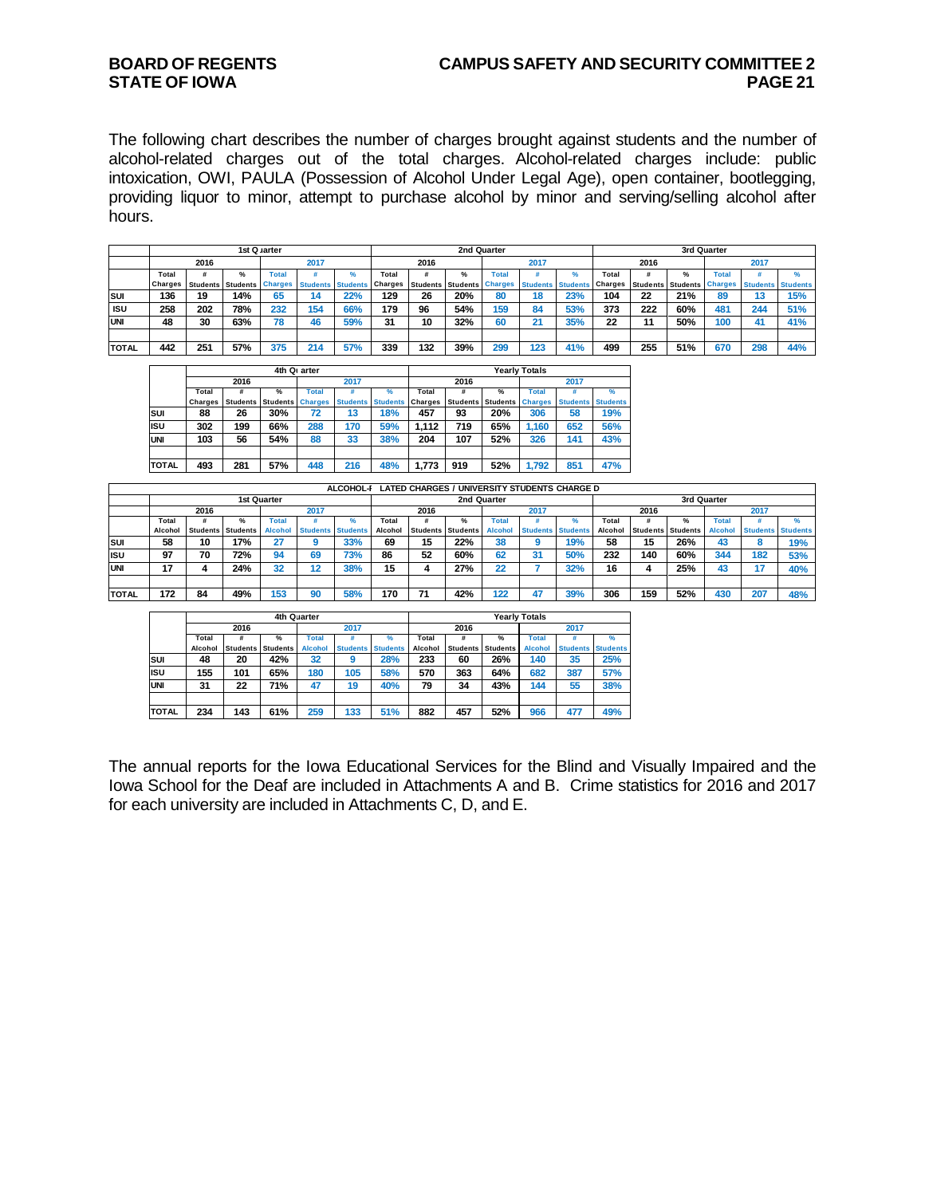The following chart describes the number of charges brought against students and the number of alcohol-related charges out of the total charges. Alcohol-related charges include: public intoxication, OWI, PAULA (Possession of Alcohol Under Legal Age), open container, bootlegging, providing liquor to minor, attempt to purchase alcohol by minor and serving/selling alcohol after hours.

| | 1st Quarter | | | | | | 2nd Quarter | | | | | | 3rd Quarter | | | | | |
|---|---|---|---|---|---|---|---|---|---|---|---|---|---|---|---|---|---|---|
| | 2016 | | | 2017 | | | 2016 | | | 2017 | | | 2016 | | | 2017 | | |
| | Total Charges | # Students | % Students | Total Charges | # Students | % Students | Total Charges | # Students | % Students | Total Charges | # Students | % Students | Total Charges | # Students | % Students | Total Charges | # Students | % Students |
| SUI | 136 | 19 | 14% | 65 | 14 | 22% | 129 | 26 | 20% | 80 | 18 | 23% | 104 | 22 | 21% | 89 | 13 | 15% |
| ISU | 258 | 202 | 78% | 232 | 154 | 66% | 179 | 96 | 54% | 159 | 84 | 53% | 373 | 222 | 60% | 481 | 244 | 51% |
| UNI | 48 | 30 | 63% | 78 | 46 | 59% | 31 | 10 | 32% | 60 | 21 | 35% | 22 | 11 | 50% | 100 | 41 | 41% |
| TOTAL | 442 | 251 | 57% | 375 | 214 | 57% | 339 | 132 | 39% | 299 | 123 | 41% | 499 | 255 | 51% | 670 | 298 | 44% |

| | 4th Quarter | | | | | | Yearly Totals | | | | | |
|---|---|---|---|---|---|---|---|---|---|---|---|---|
| | 2016 | | | 2017 | | | 2016 | | | 2017 | | |
| | Total Charges | # Students | % Students | Total Charges | # Students | % Students | Total Charges | # Students | % Students | Total Charges | # Students | % Students |
| SUI | 88 | 26 | 30% | 72 | 13 | 18% | 457 | 93 | 20% | 306 | 58 | 19% |
| ISU | 302 | 199 | 66% | 288 | 170 | 59% | 1,112 | 719 | 65% | 1,160 | 652 | 56% |
| UNI | 103 | 56 | 54% | 88 | 33 | 38% | 204 | 107 | 52% | 326 | 141 | 43% |
| TOTAL | 493 | 281 | 57% | 448 | 216 | 48% | 1,773 | 919 | 52% | 1,792 | 851 | 47% |

ALCOHOL-RELATED CHARGES / UNIVERSITY STUDENTS CHARGED

| | 1st Quarter | | | | | | 2nd Quarter | | | | | | 3rd Quarter | | | | | |
|---|---|---|---|---|---|---|---|---|---|---|---|---|---|---|---|---|---|---|
| | 2016 | | | 2017 | | | 2016 | | | 2017 | | | 2016 | | | 2017 | | |
| | Total Alcohol | # Students | % Students | Total Alcohol | # Students | % Students | Total Alcohol | # Students | % Students | Total Alcohol | # Students | % Students | Total Alcohol | # Students | % Students | Total Alcohol | # Students | % Students |
| SUI | 58 | 10 | 17% | 27 | 9 | 33% | 69 | 15 | 22% | 38 | 9 | 19% | 58 | 15 | 26% | 43 | 8 | 19% |
| ISU | 97 | 70 | 72% | 94 | 69 | 73% | 86 | 52 | 60% | 62 | 31 | 50% | 232 | 140 | 60% | 344 | 182 | 53% |
| UNI | 17 | 4 | 24% | 32 | 12 | 38% | 15 | 4 | 27% | 22 | 7 | 32% | 16 | 4 | 25% | 43 | 17 | 40% |
| TOTAL | 172 | 84 | 49% | 153 | 90 | 58% | 170 | 71 | 42% | 122 | 47 | 39% | 306 | 159 | 52% | 430 | 207 | 48% |

| | 4th Quarter | | | | | | Yearly Totals | | | | | |
|---|---|---|---|---|---|---|---|---|---|---|---|---|
| | 2016 | | | 2017 | | | 2016 | | | 2017 | | |
| | Total Alcohol | # Students | % Students | Total Alcohol | # Students | % Students | Total Alcohol | # Students | % Students | Total Alcohol | # Students | % Students |
| SUI | 48 | 20 | 42% | 32 | 9 | 28% | 233 | 60 | 26% | 140 | 35 | 25% |
| ISU | 155 | 101 | 65% | 180 | 105 | 58% | 570 | 363 | 64% | 682 | 387 | 57% |
| UNI | 31 | 22 | 71% | 47 | 19 | 40% | 79 | 34 | 43% | 144 | 55 | 38% |
| TOTAL | 234 | 143 | 61% | 259 | 133 | 51% | 882 | 457 | 52% | 966 | 477 | 49% |

The annual reports for the Iowa Educational Services for the Blind and Visually Impaired and the Iowa School for the Deaf are included in Attachments A and B. Crime statistics for 2016 and 2017 for each university are included in Attachments C, D, and E.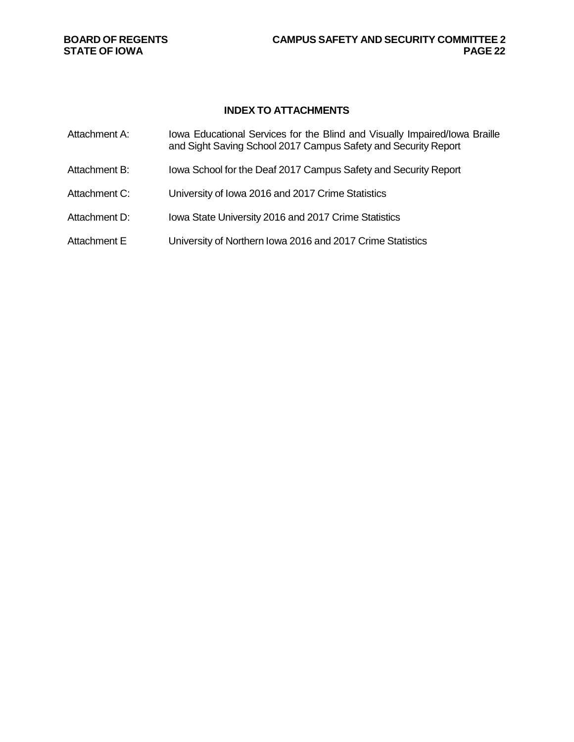## INDEX TO ATTACHMENTS

| | |
|---|---|
| Attachment A: | Iowa Educational Services for the Blind and Visually Impaired/Iowa Braille and Sight Saving School 2017 Campus Safety and Security Report |
| Attachment B: | Iowa School for the Deaf 2017 Campus Safety and Security Report |
| Attachment C: | University of Iowa 2016 and 2017 Crime Statistics |
| Attachment D: | Iowa State University 2016 and 2017 Crime Statistics |
| Attachment E | University of Northern Iowa 2016 and 2017 Crime Statistics |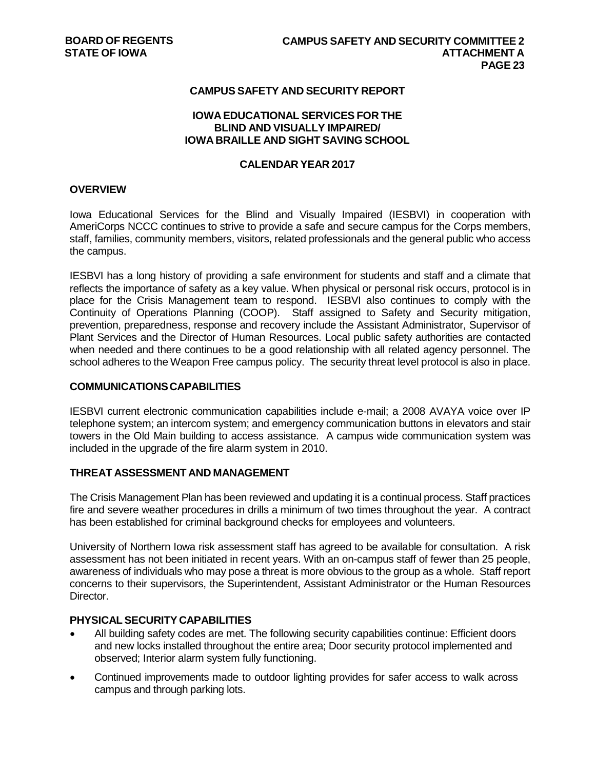## CAMPUS SAFETY AND SECURITY REPORT

## IOWA EDUCATIONAL SERVICES FOR THE BLIND AND VISUALLY IMPAIRED/ IOWA BRAILLE AND SIGHT SAVING SCHOOL

## CALENDAR YEAR 2017

### OVERVIEW

Iowa Educational Services for the Blind and Visually Impaired (IESBVI) in cooperation with AmeriCorps NCCC continues to strive to provide a safe and secure campus for the Corps members, staff, families, community members, visitors, related professionals and the general public who access the campus.

IESBVI has a long history of providing a safe environment for students and staff and a climate that reflects the importance of safety as a key value. When physical or personal risk occurs, protocol is in place for the Crisis Management team to respond. IESBVI also continues to comply with the Continuity of Operations Planning (COOP). Staff assigned to Safety and Security mitigation, prevention, preparedness, response and recovery include the Assistant Administrator, Supervisor of Plant Services and the Director of Human Resources. Local public safety authorities are contacted when needed and there continues to be a good relationship with all related agency personnel. The school adheres to the Weapon Free campus policy. The security threat level protocol is also in place.

### COMMUNICATIONS CAPABILITIES

IESBVI current electronic communication capabilities include e-mail; a 2008 AVAYA voice over IP telephone system; an intercom system; and emergency communication buttons in elevators and stair towers in the Old Main building to access assistance. A campus wide communication system was included in the upgrade of the fire alarm system in 2010.

### THREAT ASSESSMENT AND MANAGEMENT

The Crisis Management Plan has been reviewed and updating it is a continual process. Staff practices fire and severe weather procedures in drills a minimum of two times throughout the year. A contract has been established for criminal background checks for employees and volunteers.

University of Northern Iowa risk assessment staff has agreed to be available for consultation. A risk assessment has not been initiated in recent years. With an on-campus staff of fewer than 25 people, awareness of individuals who may pose a threat is more obvious to the group as a whole. Staff report concerns to their supervisors, the Superintendent, Assistant Administrator or the Human Resources Director.

### PHYSICAL SECURITY CAPABILITIES

- All building safety codes are met. The following security capabilities continue: Efficient doors and new locks installed throughout the entire area; Door security protocol implemented and observed; Interior alarm system fully functioning.
- Continued improvements made to outdoor lighting provides for safer access to walk across campus and through parking lots.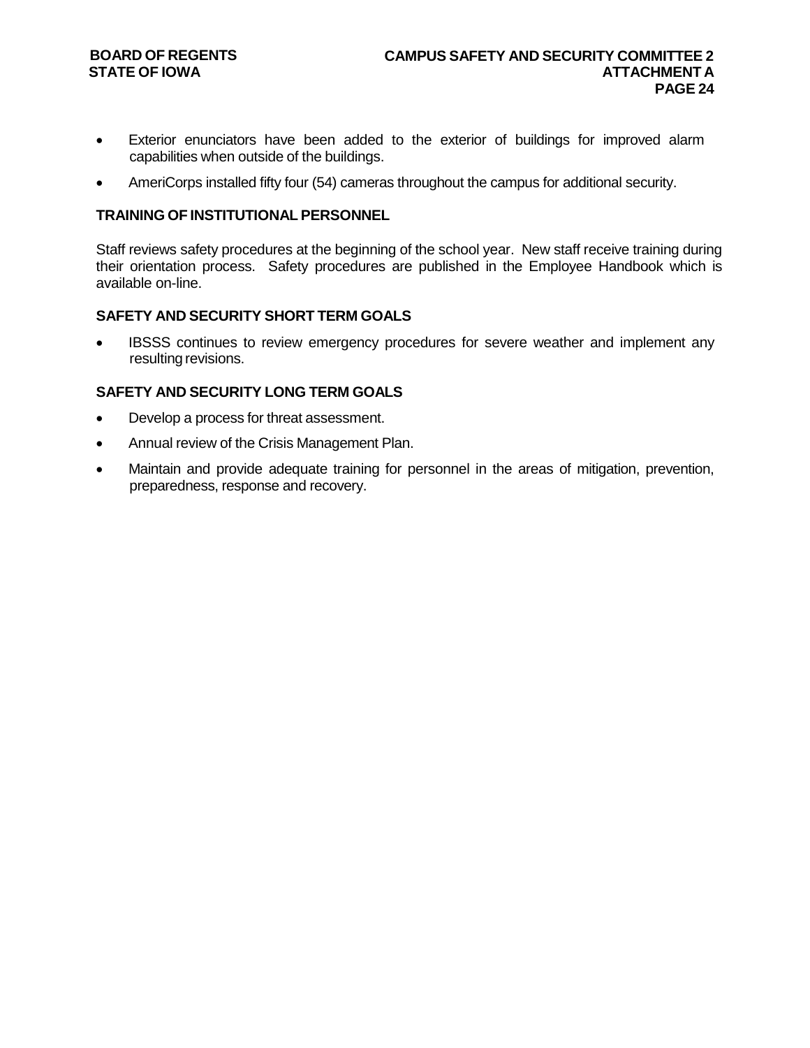- Exterior enunciators have been added to the exterior of buildings for improved alarm capabilities when outside of the buildings.
- AmeriCorps installed fifty four (54) cameras throughout the campus for additional security.

## TRAINING OF INSTITUTIONAL PERSONNEL

Staff reviews safety procedures at the beginning of the school year. New staff receive training during their orientation process. Safety procedures are published in the Employee Handbook which is available on-line.

## SAFETY AND SECURITY SHORT TERM GOALS

- IBSSS continues to review emergency procedures for severe weather and implement any resulting revisions.

## SAFETY AND SECURITY LONG TERM GOALS

- Develop a process for threat assessment.
- Annual review of the Crisis Management Plan.
- Maintain and provide adequate training for personnel in the areas of mitigation, prevention, preparedness, response and recovery.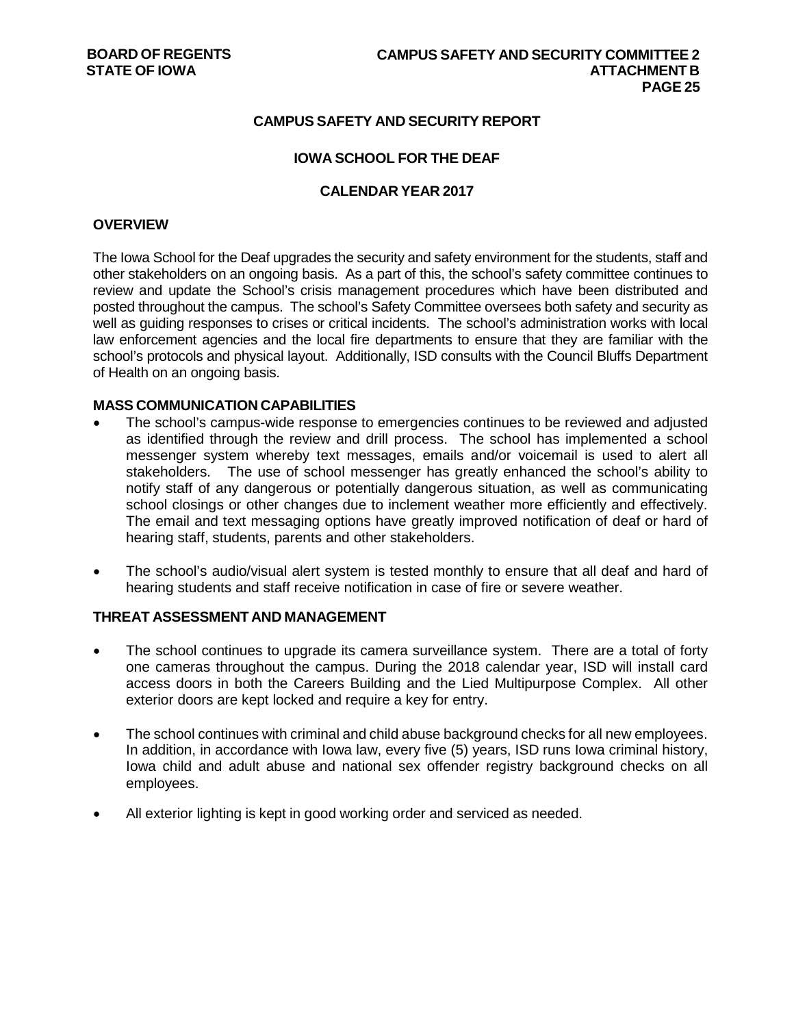## CAMPUS SAFETY AND SECURITY REPORT

## IOWA SCHOOL FOR THE DEAF

## CALENDAR YEAR 2017

### OVERVIEW

The Iowa School for the Deaf upgrades the security and safety environment for the students, staff and other stakeholders on an ongoing basis. As a part of this, the school's safety committee continues to review and update the School's crisis management procedures which have been distributed and posted throughout the campus. The school's Safety Committee oversees both safety and security as well as guiding responses to crises or critical incidents. The school's administration works with local law enforcement agencies and the local fire departments to ensure that they are familiar with the school's protocols and physical layout. Additionally, ISD consults with the Council Bluffs Department of Health on an ongoing basis.

### MASS COMMUNICATION CAPABILITIES

- The school's campus-wide response to emergencies continues to be reviewed and adjusted as identified through the review and drill process. The school has implemented a school messenger system whereby text messages, emails and/or voicemail is used to alert all stakeholders. The use of school messenger has greatly enhanced the school's ability to notify staff of any dangerous or potentially dangerous situation, as well as communicating school closings or other changes due to inclement weather more efficiently and effectively. The email and text messaging options have greatly improved notification of deaf or hard of hearing staff, students, parents and other stakeholders.

- The school's audio/visual alert system is tested monthly to ensure that all deaf and hard of hearing students and staff receive notification in case of fire or severe weather.

### THREAT ASSESSMENT AND MANAGEMENT

- The school continues to upgrade its camera surveillance system. There are a total of forty one cameras throughout the campus. During the 2018 calendar year, ISD will install card access doors in both the Careers Building and the Lied Multipurpose Complex. All other exterior doors are kept locked and require a key for entry.

- The school continues with criminal and child abuse background checks for all new employees. In addition, in accordance with Iowa law, every five (5) years, ISD runs Iowa criminal history, Iowa child and adult abuse and national sex offender registry background checks on all employees.

- All exterior lighting is kept in good working order and serviced as needed.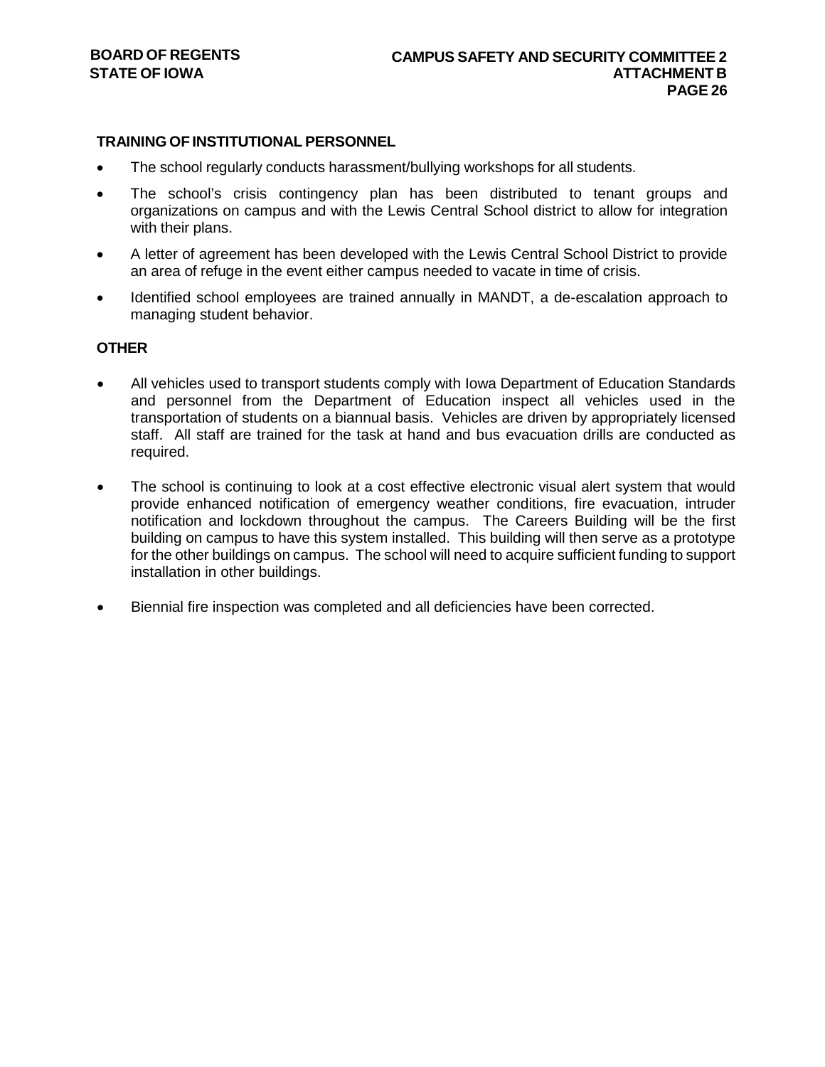## TRAINING OF INSTITUTIONAL PERSONNEL

- The school regularly conducts harassment/bullying workshops for all students.
- The school's crisis contingency plan has been distributed to tenant groups and organizations on campus and with the Lewis Central School district to allow for integration with their plans.
- A letter of agreement has been developed with the Lewis Central School District to provide an area of refuge in the event either campus needed to vacate in time of crisis.
- Identified school employees are trained annually in MANDT, a de-escalation approach to managing student behavior.

## OTHER

- All vehicles used to transport students comply with Iowa Department of Education Standards and personnel from the Department of Education inspect all vehicles used in the transportation of students on a biannual basis. Vehicles are driven by appropriately licensed staff. All staff are trained for the task at hand and bus evacuation drills are conducted as required.
- The school is continuing to look at a cost effective electronic visual alert system that would provide enhanced notification of emergency weather conditions, fire evacuation, intruder notification and lockdown throughout the campus. The Careers Building will be the first building on campus to have this system installed. This building will then serve as a prototype for the other buildings on campus. The school will need to acquire sufficient funding to support installation in other buildings.
- Biennial fire inspection was completed and all deficiencies have been corrected.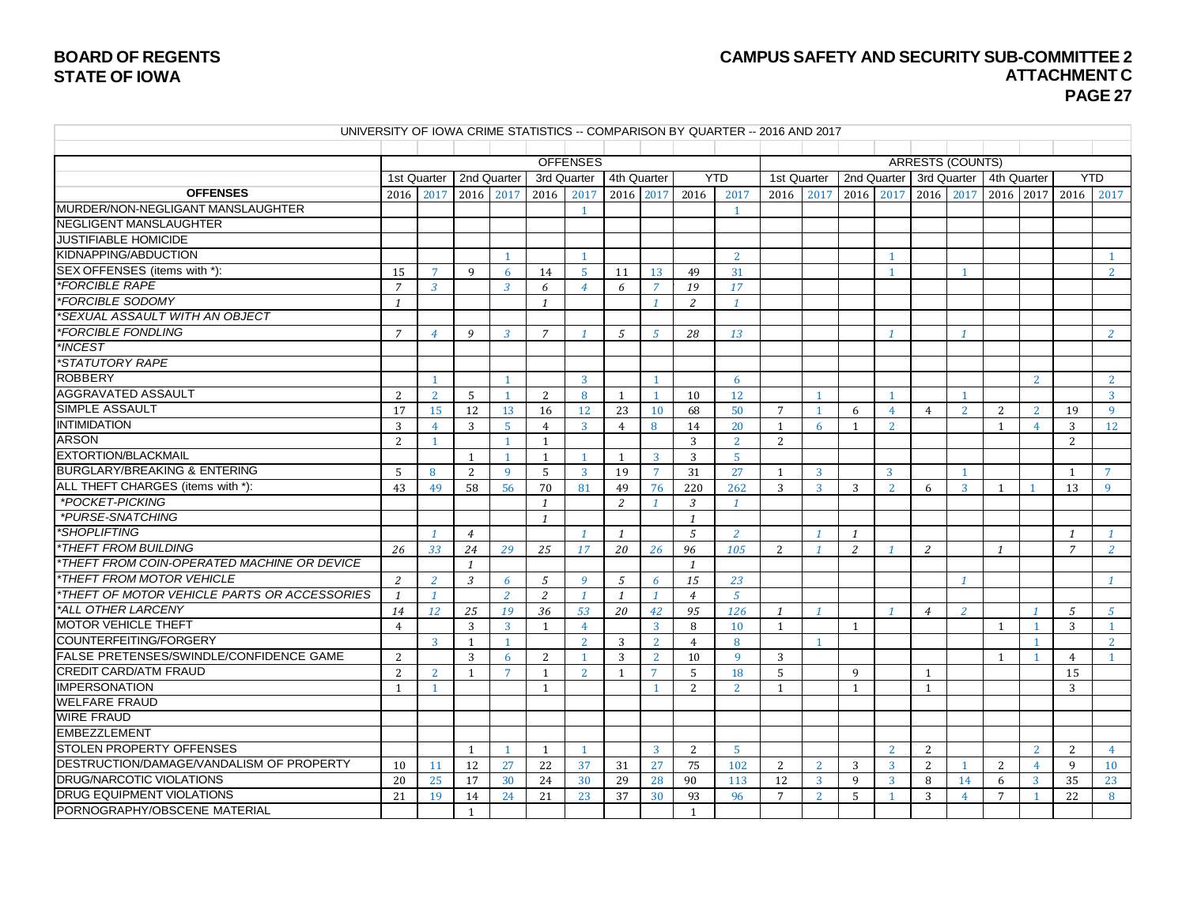BOARD OF REGENTS
STATE OF IOWA

CAMPUS SAFETY AND SECURITY SUB-COMMITTEE 2
ATTACHMENT C

UNIVERSITY OF IOWA CRIME STATISTICS -- COMPARISON BY QUARTER -- 2016 AND 2017

| | OFFENSES | | | | | | | | | | ARRESTS (COUNTS) | | | | | | | | | |
|---|---|---|---|---|---|---|---|---|---|---|---|---|---|---|---|---|---|---|---|---|
| | 1st Quarter | | 2nd Quarter | | 3rd Quarter | | 4th Quarter | | YTD | | 1st Quarter | | 2nd Quarter | | 3rd Quarter | | 4th Quarter | | YTD | |
| **OFFENSES** | 2016 | 2017 | 2016 | 2017 | 2016 | 2017 | 2016 | 2017 | 2016 | 2017 | 2016 | 2017 | 2016 | 2017 | 2016 | 2017 | 2016 | 2017 | 2016 | 2017 |
| MURDER/NON-NEGLIGANT MANSLAUGHTER | | | | | | 1 | | | | 1 | | | | | | | | | | |
| NEGLIGENT MANSLAUGHTER | | | | | | | | | | | | | | | | | | | | |
| JUSTIFIABLE HOMICIDE | | | | | | | | | | | | | | | | | | | | |
| KIDNAPPING/ABDUCTION | | | | 1 | | 1 | | | | 2 | | | | 1 | | | | | | 1 |
| SEX OFFENSES (items with *): | 15 | 7 | 9 | 6 | 14 | 5 | 11 | 13 | 49 | 31 | | | | 1 | | 1 | | | | 2 |
| *FORCIBLE RAPE* | 7 | 3 | | 3 | 6 | 4 | 6 | 7 | 19 | 17 | | | | | | | | | | |
| *FORCIBLE SODOMY* | 1 | | | | 1 | | | 1 | 2 | 1 | | | | | | | | | | |
| *SEXUAL ASSAULT WITH AN OBJECT* | | | | | | | | | | | | | | | | | | | | |
| *FORCIBLE FONDLING* | 7 | 4 | 9 | 3 | 7 | 1 | 5 | 5 | 28 | 13 | | | | 1 | | 1 | | | | 2 |
| *INCEST* | | | | | | | | | | | | | | | | | | | | |
| *STATUTORY RAPE* | | | | | | | | | | | | | | | | | | | | |
| ROBBERY | | 1 | | 1 | | 3 | | 1 | | 6 | | | | | | | | 2 | | 2 |
| AGGRAVATED ASSAULT | 2 | 2 | 5 | 1 | 2 | 8 | 1 | 1 | 10 | 12 | | 1 | | 1 | | 1 | | | | 3 |
| SIMPLE ASSAULT | 17 | 15 | 12 | 13 | 16 | 12 | 23 | 10 | 68 | 50 | 7 | 1 | 6 | 4 | 4 | 2 | 2 | 2 | 19 | 9 |
| INTIMIDATION | 3 | 4 | 3 | 5 | 4 | 3 | 4 | 8 | 14 | 20 | 1 | 6 | 1 | 2 | | | 1 | 4 | 3 | 12 |
| ARSON | 2 | 1 | | 1 | 1 | | | | 3 | 2 | 2 | | | | | | | | 2 | |
| EXTORTION/BLACKMAIL | | | 1 | 1 | 1 | 1 | 1 | 3 | 3 | 5 | | | | | | | | | | |
| BURGLARY/BREAKING & ENTERING | 5 | 8 | 2 | 9 | 5 | 3 | 19 | 7 | 31 | 27 | 1 | 3 | | 3 | | 1 | | | 1 | 7 |
| ALL THEFT CHARGES (items with *): | 43 | 49 | 58 | 56 | 70 | 81 | 49 | 76 | 220 | 262 | 3 | 3 | 3 | 2 | 6 | 3 | 1 | 1 | 13 | 9 |
| *POCKET-PICKING* | | | | | 1 | | 2 | 1 | 3 | 1 | | | | | | | | | | |
| *PURSE-SNATCHING* | | | | | 1 | | | | 1 | | | | | | | | | | | |
| *SHOPLIFTING* | | 1 | 4 | | | 1 | 1 | | 5 | 2 | | 1 | 1 | | | | | | 1 | 1 |
| *THEFT FROM BUILDING* | 26 | 33 | 24 | 29 | 25 | 17 | 20 | 26 | 96 | 105 | 2 | 1 | 2 | 1 | 2 | | 1 | | 7 | 2 |
| *THEFT FROM COIN-OPERATED MACHINE OR DEVICE* | | | 1 | | | | | | 1 | | | | | | | | | | | |
| *THEFT FROM MOTOR VEHICLE* | 2 | 2 | 3 | 6 | 5 | 9 | 5 | 6 | 15 | 23 | | | | | | 1 | | | | 1 |
| *THEFT OF MOTOR VEHICLE PARTS OR ACCESSORIES* | 1 | 1 | | 2 | 2 | 1 | 1 | 1 | 4 | 5 | | | | | | | | | | |
| *ALL OTHER LARCENY* | 14 | 12 | 25 | 19 | 36 | 53 | 20 | 42 | 95 | 126 | 1 | 1 | | 1 | 4 | 2 | | 1 | 5 | 5 |
| MOTOR VEHICLE THEFT | 4 | | 3 | 3 | 1 | 4 | | 3 | 8 | 10 | 1 | | 1 | | | | 1 | 1 | 3 | 1 |
| COUNTERFEITING/FORGERY | | 3 | 1 | 1 | | 2 | 3 | 2 | 4 | 8 | | 1 | | | | | | 1 | | 2 |
| FALSE PRETENSES/SWINDLE/CONFIDENCE GAME | 2 | | 3 | 6 | 2 | 1 | 3 | 2 | 10 | 9 | 3 | | | | | | 1 | 1 | 4 | 1 |
| CREDIT CARD/ATM FRAUD | 2 | 2 | 1 | 7 | 1 | 2 | 1 | 7 | 5 | 18 | 5 | | 9 | | 1 | | | | 15 | |
| IMPERSONATION | 1 | 1 | | | 1 | | | 1 | 2 | 2 | 1 | | 1 | | 1 | | | | 3 | |
| WELFARE FRAUD | | | | | | | | | | | | | | | | | | | | |
| WIRE FRAUD | | | | | | | | | | | | | | | | | | | | |
| EMBEZZLEMENT | | | | | | | | | | | | | | | | | | | | |
| STOLEN PROPERTY OFFENSES | | | 1 | 1 | 1 | 1 | | 3 | 2 | 5 | | | | 2 | 2 | | | 2 | 2 | 4 |
| DESTRUCTION/DAMAGE/VANDALISM OF PROPERTY | 10 | 11 | 12 | 27 | 22 | 37 | 31 | 27 | 75 | 102 | 2 | 2 | 3 | 3 | 2 | 1 | 2 | 4 | 9 | 10 |
| DRUG/NARCOTIC VIOLATIONS | 20 | 25 | 17 | 30 | 24 | 30 | 29 | 28 | 90 | 113 | 12 | 3 | 9 | 3 | 8 | 14 | 6 | 3 | 35 | 23 |
| DRUG EQUIPMENT VIOLATIONS | 21 | 19 | 14 | 24 | 21 | 23 | 37 | 30 | 93 | 96 | 7 | 2 | 5 | 1 | 3 | 4 | 7 | 1 | 22 | 8 |
| PORNOGRAPHY/OBSCENE MATERIAL | | | 1 | | | | | | 1 | | | | | | | | | | | |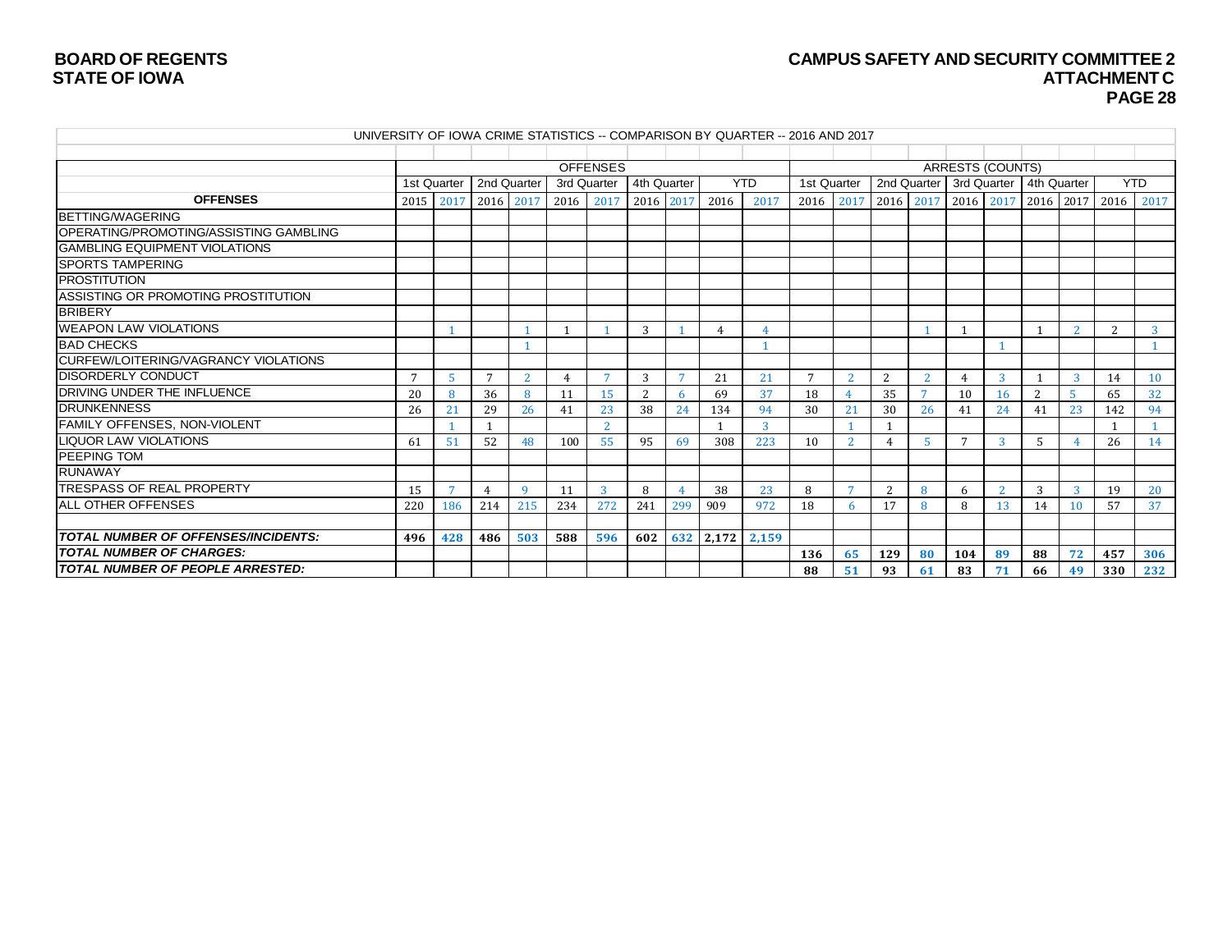**BOARD OF REGENTS**
**STATE OF IOWA**

**CAMPUS SAFETY AND SECURITY COMMITTEE 2**
**ATTACHMENT C**

UNIVERSITY OF IOWA CRIME STATISTICS -- COMPARISON BY QUARTER -- 2016 AND 2017

| | OFFENSES | | | | | | | | | | ARRESTS (COUNTS) | | | | | | | | | |
|---|---|---|---|---|---|---|---|---|---|---|---|---|---|---|---|---|---|---|---|---|
| | 1st Quarter | | 2nd Quarter | | 3rd Quarter | | 4th Quarter | | YTD | | 1st Quarter | | 2nd Quarter | | 3rd Quarter | | 4th Quarter | | YTD | |
| **OFFENSES** | 2015 | 2017 | 2016 | 2017 | 2016 | 2017 | 2016 | 2017 | 2016 | 2017 | 2016 | 2017 | 2016 | 2017 | 2016 | 2017 | 2016 | 2017 | 2016 | 2017 |
| BETTING/WAGERING | | | | | | | | | | | | | | | | | | | | |
| OPERATING/PROMOTING/ASSISTING GAMBLING | | | | | | | | | | | | | | | | | | | | |
| GAMBLING EQUIPMENT VIOLATIONS | | | | | | | | | | | | | | | | | | | | |
| SPORTS TAMPERING | | | | | | | | | | | | | | | | | | | | |
| PROSTITUTION | | | | | | | | | | | | | | | | | | | | |
| ASSISTING OR PROMOTING PROSTITUTION | | | | | | | | | | | | | | | | | | | | |
| BRIBERY | | | | | | | | | | | | | | | | | | | | |
| WEAPON LAW VIOLATIONS | | 1 | | 1 | 1 | 1 | 3 | 1 | 4 | 4 | | | | 1 | 1 | | 1 | 2 | 2 | 3 |
| BAD CHECKS | | | | 1 | | | | | | 1 | | | | | | 1 | | | | 1 |
| CURFEW/LOITERING/VAGRANCY VIOLATIONS | | | | | | | | | | | | | | | | | | | | |
| DISORDERLY CONDUCT | 7 | 5 | 7 | 2 | 4 | 7 | 3 | 7 | 21 | 21 | 7 | 2 | 2 | 2 | 4 | 3 | 1 | 3 | 14 | 10 |
| DRIVING UNDER THE INFLUENCE | 20 | 8 | 36 | 8 | 11 | 15 | 2 | 6 | 69 | 37 | 18 | 4 | 35 | 7 | 10 | 16 | 2 | 5 | 65 | 32 |
| DRUNKENNESS | 26 | 21 | 29 | 26 | 41 | 23 | 38 | 24 | 134 | 94 | 30 | 21 | 30 | 26 | 41 | 24 | 41 | 23 | 142 | 94 |
| FAMILY OFFENSES, NON-VIOLENT | | 1 | 1 | | | 2 | | | 1 | 3 | | 1 | 1 | | | | | | 1 | 1 |
| LIQUOR LAW VIOLATIONS | 61 | 51 | 52 | 48 | 100 | 55 | 95 | 69 | 308 | 223 | 10 | 2 | 4 | 5 | 7 | 3 | 5 | 4 | 26 | 14 |
| PEEPING TOM | | | | | | | | | | | | | | | | | | | | |
| RUNAWAY | | | | | | | | | | | | | | | | | | | | |
| TRESPASS OF REAL PROPERTY | 15 | 7 | 4 | 9 | 11 | 3 | 8 | 4 | 38 | 23 | 8 | 7 | 2 | 8 | 6 | 2 | 3 | 3 | 19 | 20 |
| ALL OTHER OFFENSES | 220 | 186 | 214 | 215 | 234 | 272 | 241 | 299 | 909 | 972 | 18 | 6 | 17 | 8 | 8 | 13 | 14 | 10 | 57 | 37 |
| | | | | | | | | | | | | | | | | | | | | |
| ***TOTAL NUMBER OF OFFENSES/INCIDENTS:*** | **496** | **428** | **486** | **503** | **588** | **596** | **602** | **632** | **2,172** | **2,159** | | | | | | | | | | |
| ***TOTAL NUMBER OF CHARGES:*** | | | | | | | | | | | **136** | **65** | **129** | **80** | **104** | **89** | **88** | **72** | **457** | **306** |
| ***TOTAL NUMBER OF PEOPLE ARRESTED:*** | | | | | | | | | | | **88** | **51** | **93** | **61** | **83** | **71** | **66** | **49** | **330** | **232** |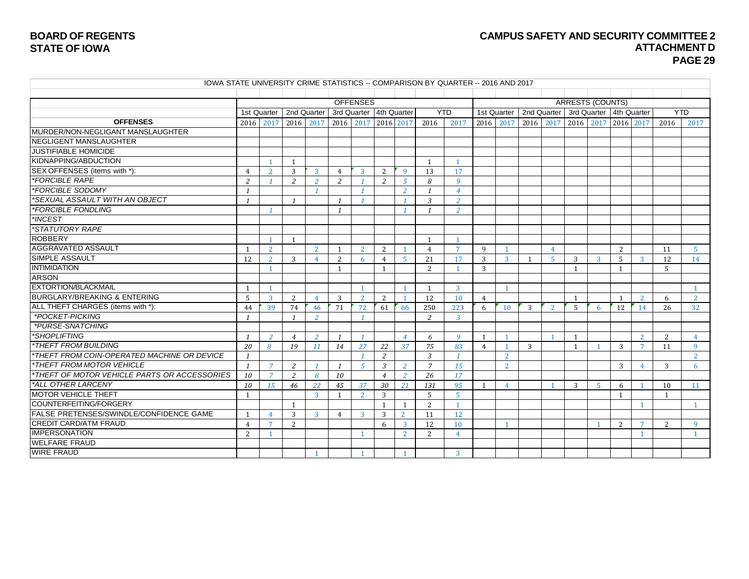## IOWA STATE UNIVERSITY CRIME STATISTICS -- COMPARISON BY QUARTER -- 2016 AND 2017

| | OFFENSES | | | | | | | | | | ARRESTS (COUNTS) | | | | | | | | | |
|---|---|---|---|---|---|---|---|---|---|---|---|---|---|---|---|---|---|---|---|---|
| | 1st Quarter | | 2nd Quarter | | 3rd Quarter | | 4th Quarter | | YTD | | 1st Quarter | | 2nd Quarter | | 3rd Quarter | | 4th Quarter | | YTD | |
| **OFFENSES** | 2016 | 2017 | 2016 | 2017 | 2016 | 2017 | 2016 | 2017 | 2016 | 2017 | 2016 | 2017 | 2016 | 2017 | 2016 | 2017 | 2016 | 2017 | 2016 | 2017 |
| MURDER/NON-NEGLIGANT MANSLAUGHTER | | | | | | | | | | | | | | | | | | | | |
| NEGLIGENT MANSLAUGHTER | | | | | | | | | | | | | | | | | | | | |
| JUSTIFIABLE HOMICIDE | | | | | | | | | | | | | | | | | | | | |
| KIDNAPPING/ABDUCTION | | 1 | 1 | | | | | | 1 | 1 | | | | | | | | | | |
| SEX OFFENSES (items with *): | 4 | 2 | 3 | 3 | 4 | 3 | 2 | 9 | 13 | 17 | | | | | | | | | | |
| *\*FORCIBLE RAPE* | 2 | 1 | 2 | 2 | 2 | 1 | 2 | 5 | 8 | 9 | | | | | | | | | | |
| *\*FORCIBLE SODOMY* | 1 | | | 1 | | 1 | | 2 | 1 | 4 | | | | | | | | | | |
| *\*SEXUAL ASSAULT WITH AN OBJECT* | 1 | | 1 | | 1 | 1 | | 1 | 3 | 2 | | | | | | | | | | |
| *\*FORCIBLE FONDLING* | | 1 | | | 1 | | | 1 | 1 | 2 | | | | | | | | | | |
| *\*INCEST* | | | | | | | | | | | | | | | | | | | | |
| *\*STATUTORY RAPE* | | | | | | | | | | | | | | | | | | | | |
| ROBBERY | | 1 | 1 | | | | | | 1 | 1 | | | | | | | | | | |
| AGGRAVATED ASSAULT | 1 | 2 | | 2 | 1 | 2 | 2 | 1 | 4 | 7 | 9 | 1 | | 4 | | | 2 | | 11 | 5 |
| SIMPLE ASSAULT | 12 | 2 | 3 | 4 | 2 | 6 | 4 | 5 | 21 | 17 | 3 | 3 | 1 | 5 | 3 | 3 | 5 | 3 | 12 | 14 |
| INTIMIDATION | | 1 | | | 1 | | 1 | | 2 | 1 | 3 | | | | 1 | | 1 | | 5 | |
| ARSON | | | | | | | | | | | | | | | | | | | | |
| EXTORTION/BLACKMAIL | 1 | 1 | | | | 1 | | 1 | 1 | 3 | | 1 | | | | | | | | 1 |
| BURGLARY/BREAKING & ENTERING | 5 | 3 | 2 | 4 | 3 | 2 | 2 | 1 | 12 | 10 | 4 | | | | 1 | | 1 | 2 | 6 | 2 |
| ALL THEFT CHARGES (items with *): | 44 | 39 | 74 | 46 | 71 | 72 | 61 | 66 | 250 | 223 | 6 | 10 | 3 | 2 | 5 | 6 | 12 | 14 | 26 | 32 |
| *\*POCKET-PICKING* | 1 | | 1 | 2 | | 1 | | | 2 | 3 | | | | | | | | | | |
| *\*PURSE-SNATCHING* | | | | | | | | | | | | | | | | | | | | |
| *\*SHOPLIFTING* | 1 | 2 | 4 | 2 | 1 | 1 | | 4 | 6 | 9 | 1 | 1 | | 1 | 1 | | | 2 | 2 | 4 |
| *\*THEFT FROM BUILDING* | 20 | 8 | 19 | 11 | 14 | 27 | 22 | 37 | 75 | 83 | 4 | 1 | 3 | | 1 | 1 | 3 | 7 | 11 | 9 |
| *\*THEFT FROM COIN-OPERATED MACHINE OR DEVICE* | 1 | | | | | 1 | 2 | | 3 | 1 | | 2 | | | | | | | | 2 |
| *\*THEFT FROM MOTOR VEHICLE* | 1 | 7 | 2 | 1 | 1 | 5 | 3 | 2 | 7 | 15 | | 2 | | | | | 3 | 4 | 3 | 6 |
| *\*THEFT OF MOTOR VEHICLE PARTS OR ACCESSORIES* | 10 | 7 | 2 | 8 | 10 | | 4 | 2 | 26 | 17 | | | | | | | | | | |
| *\*ALL OTHER LARCENY* | 10 | 15 | 46 | 22 | 45 | 37 | 30 | 21 | 131 | 95 | 1 | 4 | | 1 | 3 | 5 | 6 | 1 | 10 | 11 |
| MOTOR VEHICLE THEFT | 1 | | | 3 | 1 | 2 | 3 | | 5 | 5 | | | | | | | 1 | | 1 | |
| COUNTERFEITING/FORGERY | | | 1 | | | | 1 | 1 | 2 | 1 | | | | | | | | 1 | | 1 |
| FALSE PRETENSES/SWINDLE/CONFIDENCE GAME | 1 | 4 | 3 | 3 | 4 | 3 | 3 | 2 | 11 | 12 | | | | | | | | | | |
| CREDIT CARD/ATM FRAUD | 4 | 7 | 2 | | | | 6 | 3 | 12 | 10 | | 1 | | | | 1 | 2 | 7 | 2 | 9 |
| IMPERSONATION | 2 | 1 | | | | 1 | | 2 | 2 | 4 | | | | | | | | 1 | | 1 |
| WELFARE FRAUD | | | | | | | | | | | | | | | | | | | | |
| WIRE FRAUD | | | | 1 | | 1 | | 1 | | 3 | | | | | | | | | | |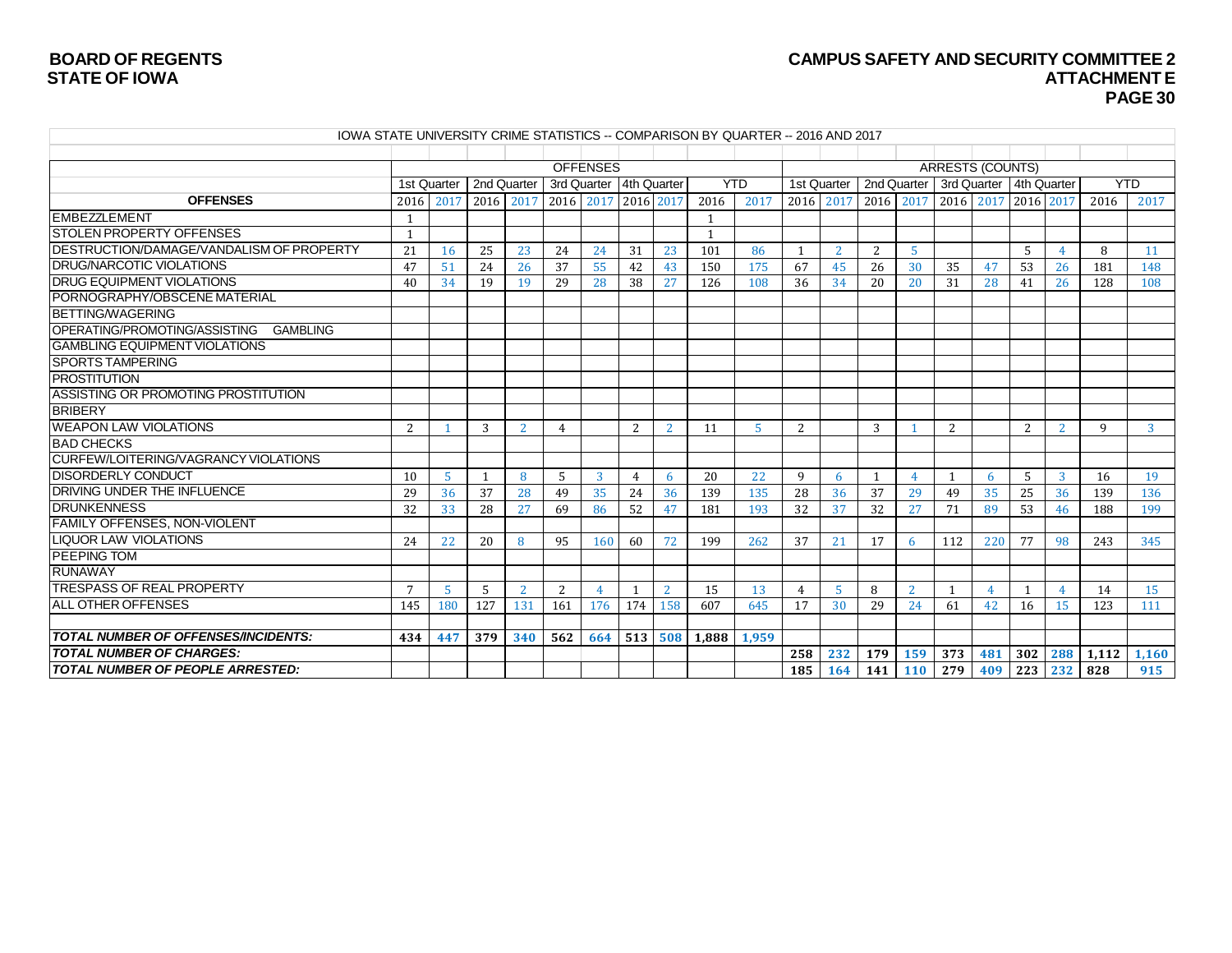## IOWA STATE UNIVERSITY CRIME STATISTICS -- COMPARISON BY QUARTER -- 2016 AND 2017

| | OFFENSES | | | | | | | | | | ARRESTS (COUNTS) | | | | | | | | | |
|---|---|---|---|---|---|---|---|---|---|---|---|---|---|---|---|---|---|---|---|---|
| | 1st Quarter | | 2nd Quarter | | 3rd Quarter | | 4th Quarter | | YTD | | 1st Quarter | | 2nd Quarter | | 3rd Quarter | | 4th Quarter | | YTD | |
| **OFFENSES** | 2016 | 2017 | 2016 | 2017 | 2016 | 2017 | 2016 | 2017 | 2016 | 2017 | 2016 | 2017 | 2016 | 2017 | 2016 | 2017 | 2016 | 2017 | 2016 | 2017 |
| EMBEZZLEMENT | 1 | | | | | | | | 1 | | | | | | | | | | | |
| STOLEN PROPERTY OFFENSES | 1 | | | | | | | | 1 | | | | | | | | | | | |
| DESTRUCTION/DAMAGE/VANDALISM OF PROPERTY | 21 | 16 | 25 | 23 | 24 | 24 | 31 | 23 | 101 | 86 | 1 | 2 | 2 | 5 | | | 5 | 4 | 8 | 11 |
| DRUG/NARCOTIC VIOLATIONS | 47 | 51 | 24 | 26 | 37 | 55 | 42 | 43 | 150 | 175 | 67 | 45 | 26 | 30 | 35 | 47 | 53 | 26 | 181 | 148 |
| DRUG EQUIPMENT VIOLATIONS | 40 | 34 | 19 | 19 | 29 | 28 | 38 | 27 | 126 | 108 | 36 | 34 | 20 | 20 | 31 | 28 | 41 | 26 | 128 | 108 |
| PORNOGRAPHY/OBSCENE MATERIAL | | | | | | | | | | | | | | | | | | | | |
| BETTING/WAGERING | | | | | | | | | | | | | | | | | | | | |
| OPERATING/PROMOTING/ASSISTING GAMBLING | | | | | | | | | | | | | | | | | | | | |
| GAMBLING EQUIPMENT VIOLATIONS | | | | | | | | | | | | | | | | | | | | |
| SPORTS TAMPERING | | | | | | | | | | | | | | | | | | | | |
| PROSTITUTION | | | | | | | | | | | | | | | | | | | | |
| ASSISTING OR PROMOTING PROSTITUTION | | | | | | | | | | | | | | | | | | | | |
| BRIBERY | | | | | | | | | | | | | | | | | | | | |
| WEAPON LAW VIOLATIONS | 2 | 1 | 3 | 2 | 4 | | 2 | 2 | 11 | 5 | 2 | | 3 | 1 | 2 | | 2 | 2 | 9 | 3 |
| BAD CHECKS | | | | | | | | | | | | | | | | | | | | |
| CURFEW/LOITERING/VAGRANCY VIOLATIONS | | | | | | | | | | | | | | | | | | | | |
| DISORDERLY CONDUCT | 10 | 5 | 1 | 8 | 5 | 3 | 4 | 6 | 20 | 22 | 9 | 6 | 1 | 4 | 1 | 6 | 5 | 3 | 16 | 19 |
| DRIVING UNDER THE INFLUENCE | 29 | 36 | 37 | 28 | 49 | 35 | 24 | 36 | 139 | 135 | 28 | 36 | 37 | 29 | 49 | 35 | 25 | 36 | 139 | 136 |
| DRUNKENNESS | 32 | 33 | 28 | 27 | 69 | 86 | 52 | 47 | 181 | 193 | 32 | 37 | 32 | 27 | 71 | 89 | 53 | 46 | 188 | 199 |
| FAMILY OFFENSES, NON-VIOLENT | | | | | | | | | | | | | | | | | | | | |
| LIQUOR LAW VIOLATIONS | 24 | 22 | 20 | 8 | 95 | 160 | 60 | 72 | 199 | 262 | 37 | 21 | 17 | 6 | 112 | 220 | 77 | 98 | 243 | 345 |
| PEEPING TOM | | | | | | | | | | | | | | | | | | | | |
| RUNAWAY | | | | | | | | | | | | | | | | | | | | |
| TRESPASS OF REAL PROPERTY | 7 | 5 | 5 | 2 | 2 | 4 | 1 | 2 | 15 | 13 | 4 | 5 | 8 | 2 | 1 | 4 | 1 | 4 | 14 | 15 |
| ALL OTHER OFFENSES | 145 | 180 | 127 | 131 | 161 | 176 | 174 | 158 | 607 | 645 | 17 | 30 | 29 | 24 | 61 | 42 | 16 | 15 | 123 | 111 |
| | | | | | | | | | | | | | | | | | | | | |
| ***TOTAL NUMBER OF OFFENSES/INCIDENTS:*** | **434** | **447** | **379** | **340** | **562** | **664** | **513** | **508** | **1,888** | **1,959** | | | | | | | | | | |
| ***TOTAL NUMBER OF CHARGES:*** | | | | | | | | | | | **258** | **232** | **179** | **159** | **373** | **481** | **302** | **288** | **1,112** | **1,160** |
| ***TOTAL NUMBER OF PEOPLE ARRESTED:*** | | | | | | | | | | | **185** | **164** | **141** | **110** | **279** | **409** | **223** | **232** | **828** | **915** |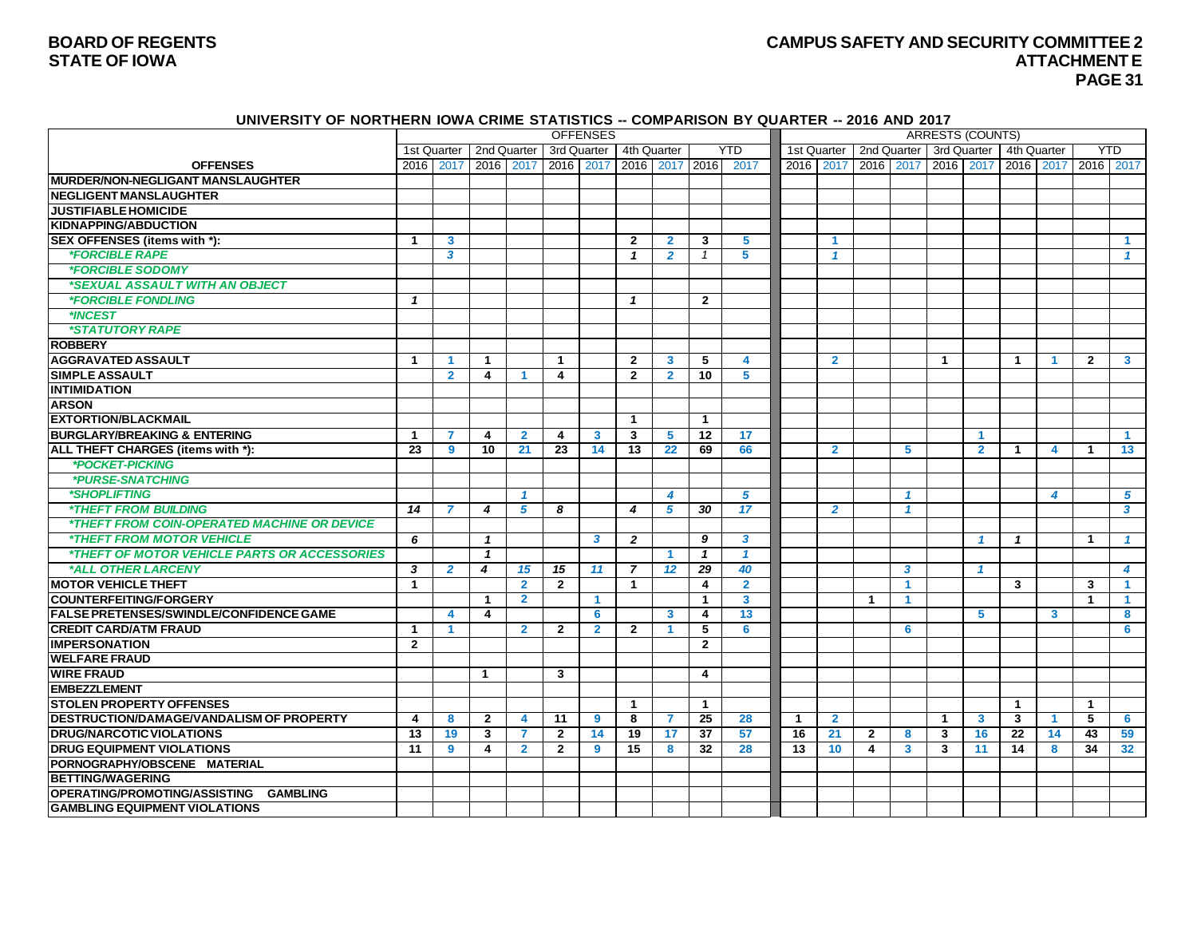## UNIVERSITY OF NORTHERN IOWA CRIME STATISTICS -- COMPARISON BY QUARTER -- 2016 AND 2017

| | OFFENSES | | | | | | | | | | ARRESTS (COUNTS) | | | | | | | | | |
|---|---|---|---|---|---|---|---|---|---|---|---|---|---|---|---|---|---|---|---|---|
| | 1st Quarter | | 2nd Quarter | | 3rd Quarter | | 4th Quarter | | YTD | | 1st Quarter | | 2nd Quarter | | 3rd Quarter | | 4th Quarter | | YTD | |
| **OFFENSES** | 2016 | 2017 | 2016 | 2017 | 2016 | 2017 | 2016 | 2017 | 2016 | 2017 | 2016 | 2017 | 2016 | 2017 | 2016 | 2017 | 2016 | 2017 | 2016 | 2017 |
| **MURDER/NON-NEGLIGANT MANSLAUGHTER** | | | | | | | | | | | | | | | | | | | | |
| **NEGLIGENT MANSLAUGHTER** | | | | | | | | | | | | | | | | | | | | |
| **JUSTIFIABLE HOMICIDE** | | | | | | | | | | | | | | | | | | | | |
| **KIDNAPPING/ABDUCTION** | | | | | | | | | | | | | | | | | | | | |
| **SEX OFFENSES (items with *):** | 1 | 3 | | | | | 2 | 2 | 3 | 5 | | 1 | | | | | | | | 1 |
| ***FORCIBLE RAPE*** | | 3 | | | | | 1 | 2 | 1 | 5 | | 1 | | | | | | | | 1 |
| ***FORCIBLE SODOMY*** | | | | | | | | | | | | | | | | | | | | |
| ***SEXUAL ASSAULT WITH AN OBJECT*** | | | | | | | | | | | | | | | | | | | | |
| ***FORCIBLE FONDLING*** | 1 | | | | | | 1 | | 2 | | | | | | | | | | | |
| ***INCEST*** | | | | | | | | | | | | | | | | | | | | |
| ***STATUTORY RAPE*** | | | | | | | | | | | | | | | | | | | | |
| **ROBBERY** | | | | | | | | | | | | | | | | | | | | |
| **AGGRAVATED ASSAULT** | 1 | 1 | 1 | | 1 | | 2 | 3 | 5 | 4 | | 2 | | | 1 | | 1 | 1 | 2 | 3 |
| **SIMPLE ASSAULT** | | 2 | 4 | 1 | 4 | | 2 | 2 | 10 | 5 | | | | | | | | | | |
| **INTIMIDATION** | | | | | | | | | | | | | | | | | | | | |
| **ARSON** | | | | | | | | | | | | | | | | | | | | |
| **EXTORTION/BLACKMAIL** | | | | | | | 1 | | 1 | | | | | | | | | | | |
| **BURGLARY/BREAKING & ENTERING** | 1 | 7 | 4 | 2 | 4 | 3 | 3 | 5 | 12 | 17 | | | | | | 1 | | | | 1 |
| **ALL THEFT CHARGES (items with *):** | 23 | 9 | 10 | 21 | 23 | 14 | 13 | 22 | 69 | 66 | | 2 | | 5 | | 2 | 1 | 4 | 1 | 13 |
| ***POCKET-PICKING*** | | | | | | | | | | | | | | | | | | | | |
| ***PURSE-SNATCHING*** | | | | | | | | | | | | | | | | | | | | |
| ***SHOPLIFTING*** | | | | 1 | | | | 4 | | 5 | | | | 1 | | | | 4 | | 5 |
| ***THEFT FROM BUILDING*** | 14 | 7 | 4 | 5 | 8 | | 4 | 5 | 30 | 17 | | 2 | | 1 | | | | | | 3 |
| ***THEFT FROM COIN-OPERATED MACHINE OR DEVICE*** | | | | | | | | | | | | | | | | | | | | |
| ***THEFT FROM MOTOR VEHICLE*** | 6 | | 1 | | | 3 | 2 | | 9 | 3 | | | | | | 1 | 1 | | 1 | 1 |
| ***THEFT OF MOTOR VEHICLE PARTS OR ACCESSORIES*** | | | 1 | | | | | 1 | 1 | 1 | | | | | | | | | | |
| ***ALL OTHER LARCENY*** | 3 | 2 | 4 | 15 | 15 | 11 | 7 | 12 | 29 | 40 | | | | 3 | | 1 | | | | 4 |
| **MOTOR VEHICLE THEFT** | 1 | | | 2 | 2 | | 1 | | 4 | 2 | | | | 1 | | | 3 | | 3 | 1 |
| **COUNTERFEITING/FORGERY** | | | 1 | 2 | | 1 | | | 1 | 3 | | | 1 | 1 | | | | | 1 | 1 |
| **FALSE PRETENSES/SWINDLE/CONFIDENCE GAME** | | 4 | 4 | | | 6 | | 3 | 4 | 13 | | | | | | 5 | | 3 | | 8 |
| **CREDIT CARD/ATM FRAUD** | 1 | 1 | | 2 | 2 | 2 | 2 | 1 | 5 | 6 | | | | 6 | | | | | | 6 |
| **IMPERSONATION** | 2 | | | | | | | | 2 | | | | | | | | | | | |
| **WELFARE FRAUD** | | | | | | | | | | | | | | | | | | | | |
| **WIRE FRAUD** | | | 1 | | 3 | | | | 4 | | | | | | | | | | | |
| **EMBEZZLEMENT** | | | | | | | | | | | | | | | | | | | | |
| **STOLEN PROPERTY OFFENSES** | | | | | | | 1 | | 1 | | | | | | | | 1 | | 1 | |
| **DESTRUCTION/DAMAGE/VANDALISM OF PROPERTY** | 4 | 8 | 2 | 4 | 11 | 9 | 8 | 7 | 25 | 28 | 1 | 2 | | | 1 | 3 | 1 | 1 | 5 | 6 |
| **DRUG/NARCOTIC VIOLATIONS** | 13 | 19 | 3 | 7 | 2 | 14 | 19 | 17 | 37 | 57 | 16 | 21 | 2 | 8 | 3 | 16 | 22 | 14 | 43 | 59 |
| **DRUG EQUIPMENT VIOLATIONS** | 11 | 9 | 4 | 2 | 2 | 9 | 15 | 8 | 32 | 28 | 13 | 10 | 4 | 3 | 3 | 11 | 14 | 8 | 34 | 32 |
| **PORNOGRAPHY/OBSCENE MATERIAL** | | | | | | | | | | | | | | | | | | | | |
| **BETTING/WAGERING** | | | | | | | | | | | | | | | | | | | | |
| **OPERATING/PROMOTING/ASSISTING GAMBLING** | | | | | | | | | | | | | | | | | | | | |
| **GAMBLING EQUIPMENT VIOLATIONS** | | | | | | | | | | | | | | | | | | | | |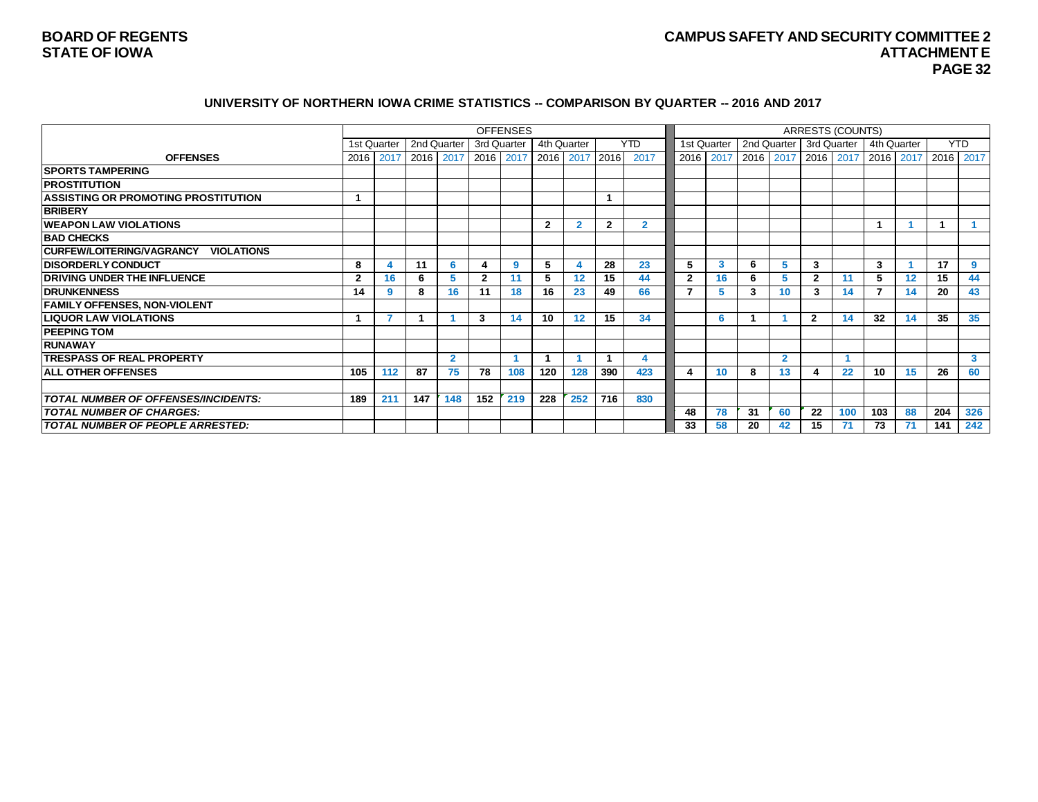### UNIVERSITY OF NORTHERN IOWA CRIME STATISTICS -- COMPARISON BY QUARTER -- 2016 AND 2017

| | OFFENSES | | | | | | | | | | ARRESTS (COUNTS) | | | | | | | | | |
|---|---|---|---|---|---|---|---|---|---|---|---|---|---|---|---|---|---|---|---|---|
| | 1st Quarter | | 2nd Quarter | | 3rd Quarter | | 4th Quarter | | YTD | | 1st Quarter | | 2nd Quarter | | 3rd Quarter | | 4th Quarter | | YTD | |
| **OFFENSES** | 2016 | 2017 | 2016 | 2017 | 2016 | 2017 | 2016 | 2017 | 2016 | 2017 | 2016 | 2017 | 2016 | 2017 | 2016 | 2017 | 2016 | 2017 | 2016 | 2017 |
| **SPORTS TAMPERING** | | | | | | | | | | | | | | | | | | | | |
| **PROSTITUTION** | | | | | | | | | | | | | | | | | | | | |
| **ASSISTING OR PROMOTING PROSTITUTION** | 1 | | | | | | | | 1 | | | | | | | | | | | |
| **BRIBERY** | | | | | | | | | | | | | | | | | | | | |
| **WEAPON LAW VIOLATIONS** | | | | | | | 2 | 2 | 2 | 2 | | | | | | | 1 | 1 | 1 | 1 |
| **BAD CHECKS** | | | | | | | | | | | | | | | | | | | | |
| **CURFEW/LOITERING/VAGRANCY VIOLATIONS** | | | | | | | | | | | | | | | | | | | | |
| **DISORDERLY CONDUCT** | 8 | 4 | 11 | 6 | 4 | 9 | 5 | 4 | 28 | 23 | 5 | 3 | 6 | 5 | 3 | | 3 | 1 | 17 | 9 |
| **DRIVING UNDER THE INFLUENCE** | 2 | 16 | 6 | 5 | 2 | 11 | 5 | 12 | 15 | 44 | 2 | 16 | 6 | 5 | 2 | 11 | 5 | 12 | 15 | 44 |
| **DRUNKENNESS** | 14 | 9 | 8 | 16 | 11 | 18 | 16 | 23 | 49 | 66 | 7 | 5 | 3 | 10 | 3 | 14 | 7 | 14 | 20 | 43 |
| **FAMILY OFFENSES, NON-VIOLENT** | | | | | | | | | | | | | | | | | | | | |
| **LIQUOR LAW VIOLATIONS** | 1 | 7 | 1 | 1 | 3 | 14 | 10 | 12 | 15 | 34 | | 6 | 1 | 1 | 2 | 14 | 32 | 14 | 35 | 35 |
| **PEEPING TOM** | | | | | | | | | | | | | | | | | | | | |
| **RUNAWAY** | | | | | | | | | | | | | | | | | | | | |
| **TRESPASS OF REAL PROPERTY** | | | | 2 | | 1 | 1 | 1 | 1 | 4 | | | | 2 | | 1 | | | | 3 |
| **ALL OTHER OFFENSES** | 105 | 112 | 87 | 75 | 78 | 108 | 120 | 128 | 390 | 423 | 4 | 10 | 8 | 13 | 4 | 22 | 10 | 15 | 26 | 60 |
| | | | | | | | | | | | | | | | | | | | | |
| ***TOTAL NUMBER OF OFFENSES/INCIDENTS:*** | 189 | 211 | 147 | 148 | 152 | 219 | 228 | 252 | 716 | 830 | | | | | | | | | | |
| ***TOTAL NUMBER OF CHARGES:*** | | | | | | | | | | | 48 | 78 | 31 | 60 | 22 | 100 | 103 | 88 | 204 | 326 |
| ***TOTAL NUMBER OF PEOPLE ARRESTED:*** | | | | | | | | | | | 33 | 58 | 20 | 42 | 15 | 71 | 73 | 71 | 141 | 242 |